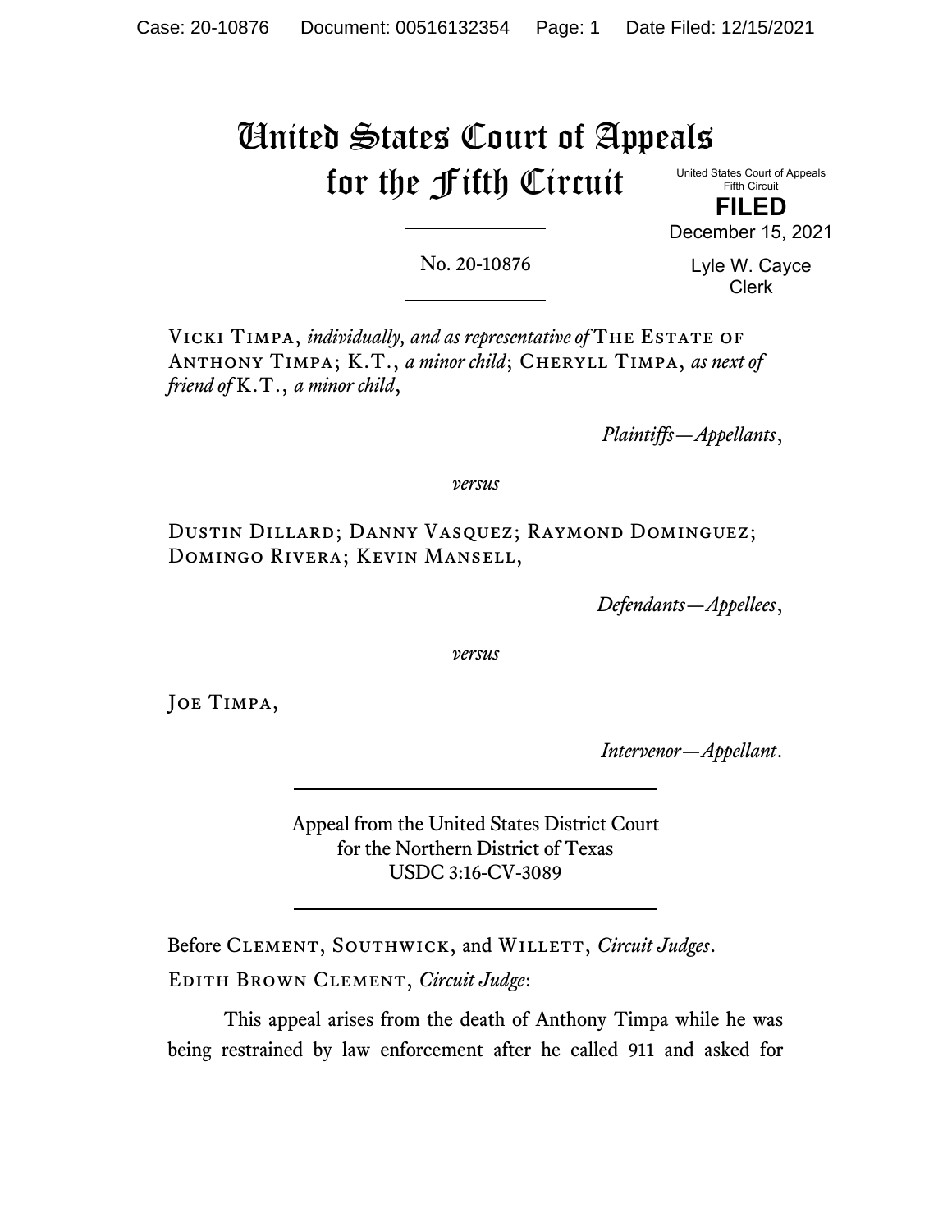# United States Court of Appeals for the Fifth Circuit

United States Court of Appeals
Fifth Circuit

**FILED**

December 15, 2021

Lyle W. Cayce
Clerk

---

No. 20-10876

---

Vicki Timpa, *individually, and as representative of* The Estate of Anthony Timpa; K.T., *a minor child*; Cheryll Timpa, *as next of friend of* K.T., *a minor child*,

*Plaintiffs—Appellants*,

*versus*

Dustin Dillard; Danny Vasquez; Raymond Dominguez; Domingo Rivera; Kevin Mansell,

*Defendants—Appellees*,

*versus*

Joe Timpa,

*Intervenor—Appellant*.

---

Appeal from the United States District Court
for the Northern District of Texas
USDC 3:16-CV-3089

---

Before Clement, Southwick, and Willett, *Circuit Judges*.

Edith Brown Clement, *Circuit Judge*:

This appeal arises from the death of Anthony Timpa while he was being restrained by law enforcement after he called 911 and asked for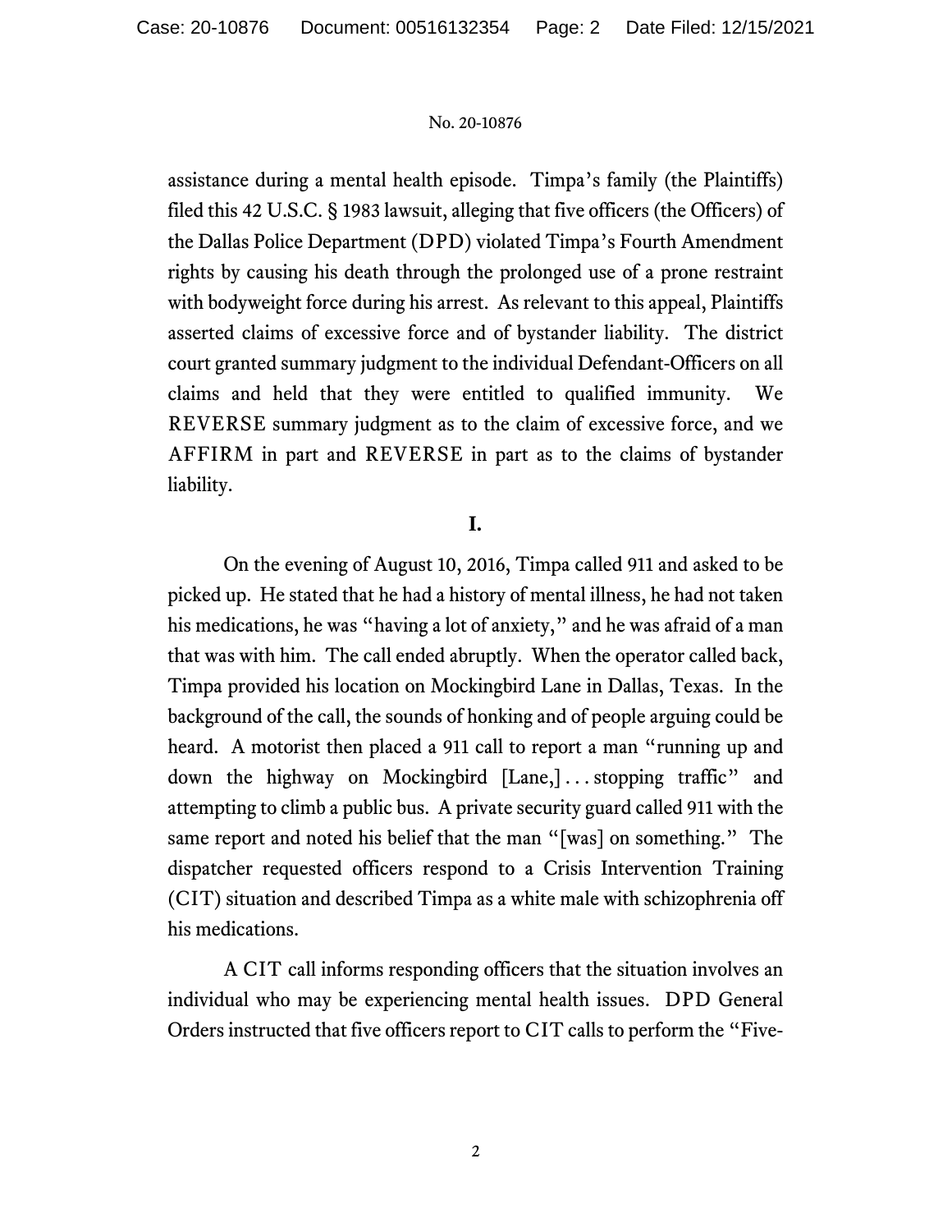assistance during a mental health episode. Timpa's family (the Plaintiffs) filed this 42 U.S.C. § 1983 lawsuit, alleging that five officers (the Officers) of the Dallas Police Department (DPD) violated Timpa's Fourth Amendment rights by causing his death through the prolonged use of a prone restraint with bodyweight force during his arrest. As relevant to this appeal, Plaintiffs asserted claims of excessive force and of bystander liability. The district court granted summary judgment to the individual Defendant-Officers on all claims and held that they were entitled to qualified immunity. We REVERSE summary judgment as to the claim of excessive force, and we AFFIRM in part and REVERSE in part as to the claims of bystander liability.

## I.

On the evening of August 10, 2016, Timpa called 911 and asked to be picked up. He stated that he had a history of mental illness, he had not taken his medications, he was "having a lot of anxiety," and he was afraid of a man that was with him. The call ended abruptly. When the operator called back, Timpa provided his location on Mockingbird Lane in Dallas, Texas. In the background of the call, the sounds of honking and of people arguing could be heard. A motorist then placed a 911 call to report a man "running up and down the highway on Mockingbird [Lane,] . . . stopping traffic" and attempting to climb a public bus. A private security guard called 911 with the same report and noted his belief that the man "[was] on something." The dispatcher requested officers respond to a Crisis Intervention Training (CIT) situation and described Timpa as a white male with schizophrenia off his medications.

A CIT call informs responding officers that the situation involves an individual who may be experiencing mental health issues. DPD General Orders instructed that five officers report to CIT calls to perform the "Five-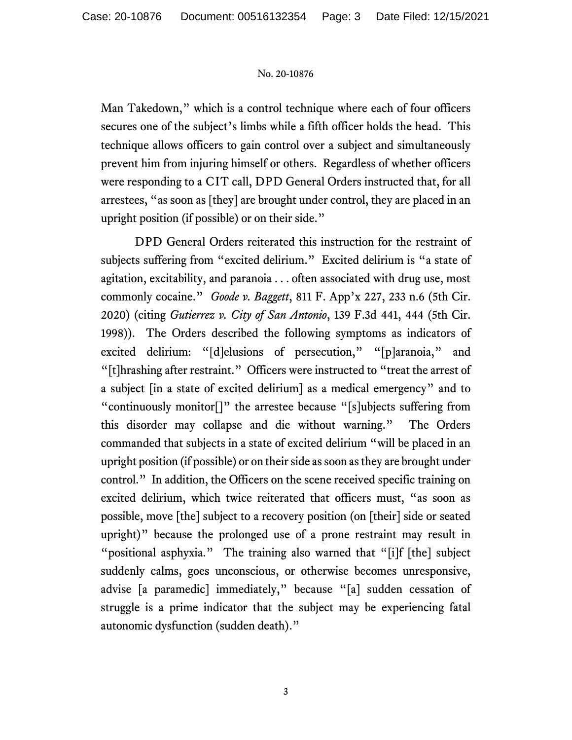Man Takedown," which is a control technique where each of four officers secures one of the subject's limbs while a fifth officer holds the head. This technique allows officers to gain control over a subject and simultaneously prevent him from injuring himself or others. Regardless of whether officers were responding to a CIT call, DPD General Orders instructed that, for all arrestees, "as soon as [they] are brought under control, they are placed in an upright position (if possible) or on their side."

DPD General Orders reiterated this instruction for the restraint of subjects suffering from "excited delirium." Excited delirium is "a state of agitation, excitability, and paranoia . . . often associated with drug use, most commonly cocaine." *Goode v. Baggett*, 811 F. App'x 227, 233 n.6 (5th Cir. 2020) (citing *Gutierrez v. City of San Antonio*, 139 F.3d 441, 444 (5th Cir. 1998)). The Orders described the following symptoms as indicators of excited delirium: "[d]elusions of persecution," "[p]aranoia," and "[t]hrashing after restraint." Officers were instructed to "treat the arrest of a subject [in a state of excited delirium] as a medical emergency" and to "continuously monitor[]" the arrestee because "[s]ubjects suffering from this disorder may collapse and die without warning." The Orders commanded that subjects in a state of excited delirium "will be placed in an upright position (if possible) or on their side as soon as they are brought under control." In addition, the Officers on the scene received specific training on excited delirium, which twice reiterated that officers must, "as soon as possible, move [the] subject to a recovery position (on [their] side or seated upright)" because the prolonged use of a prone restraint may result in "positional asphyxia." The training also warned that "[i]f [the] subject suddenly calms, goes unconscious, or otherwise becomes unresponsive, advise [a paramedic] immediately," because "[a] sudden cessation of struggle is a prime indicator that the subject may be experiencing fatal autonomic dysfunction (sudden death)."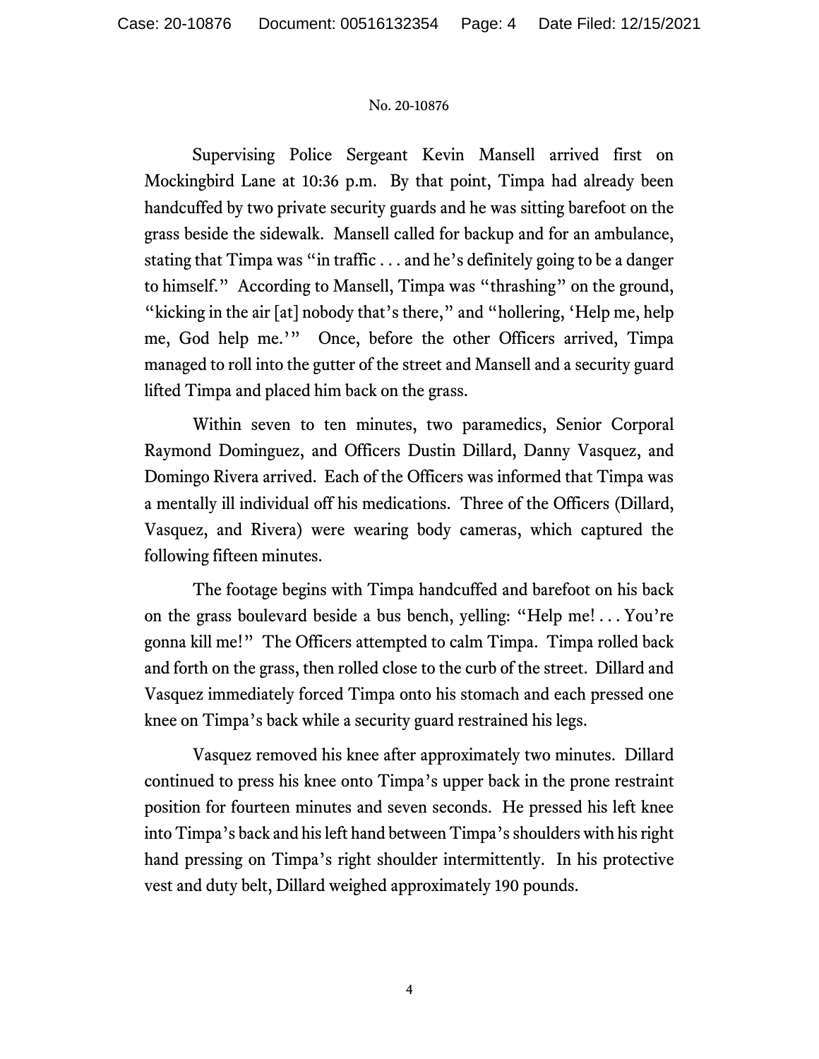Supervising Police Sergeant Kevin Mansell arrived first on Mockingbird Lane at 10:36 p.m. By that point, Timpa had already been handcuffed by two private security guards and he was sitting barefoot on the grass beside the sidewalk. Mansell called for backup and for an ambulance, stating that Timpa was "in traffic . . . and he's definitely going to be a danger to himself." According to Mansell, Timpa was "thrashing" on the ground, "kicking in the air [at] nobody that's there," and "hollering, 'Help me, help me, God help me.'" Once, before the other Officers arrived, Timpa managed to roll into the gutter of the street and Mansell and a security guard lifted Timpa and placed him back on the grass.

Within seven to ten minutes, two paramedics, Senior Corporal Raymond Dominguez, and Officers Dustin Dillard, Danny Vasquez, and Domingo Rivera arrived. Each of the Officers was informed that Timpa was a mentally ill individual off his medications. Three of the Officers (Dillard, Vasquez, and Rivera) were wearing body cameras, which captured the following fifteen minutes.

The footage begins with Timpa handcuffed and barefoot on his back on the grass boulevard beside a bus bench, yelling: "Help me! . . . You're gonna kill me!" The Officers attempted to calm Timpa. Timpa rolled back and forth on the grass, then rolled close to the curb of the street. Dillard and Vasquez immediately forced Timpa onto his stomach and each pressed one knee on Timpa's back while a security guard restrained his legs.

Vasquez removed his knee after approximately two minutes. Dillard continued to press his knee onto Timpa's upper back in the prone restraint position for fourteen minutes and seven seconds. He pressed his left knee into Timpa's back and his left hand between Timpa's shoulders with his right hand pressing on Timpa's right shoulder intermittently. In his protective vest and duty belt, Dillard weighed approximately 190 pounds.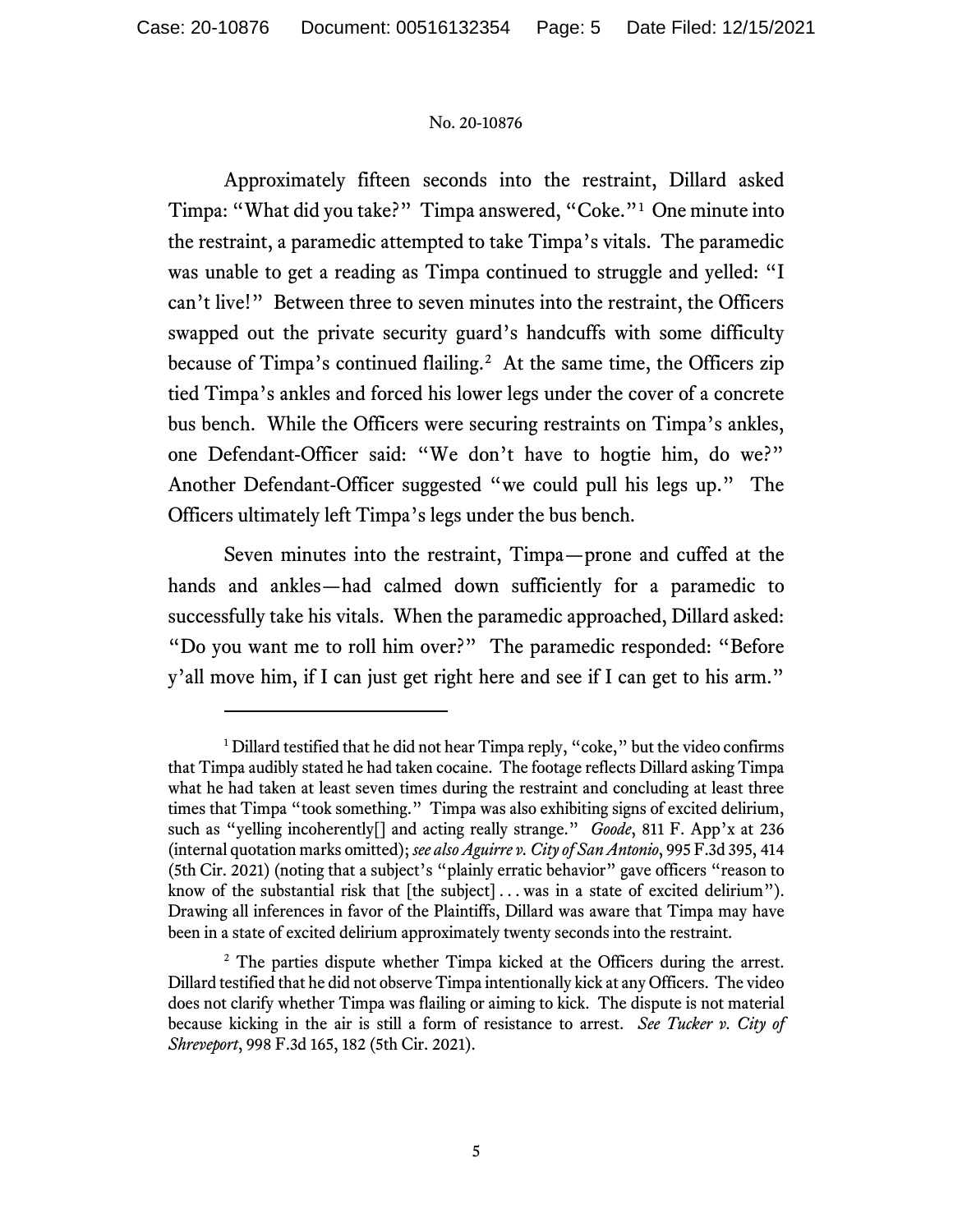Approximately fifteen seconds into the restraint, Dillard asked Timpa: "What did you take?" Timpa answered, "Coke."[1] One minute into the restraint, a paramedic attempted to take Timpa's vitals. The paramedic was unable to get a reading as Timpa continued to struggle and yelled: "I can't live!" Between three to seven minutes into the restraint, the Officers swapped out the private security guard's handcuffs with some difficulty because of Timpa's continued flailing.[2] At the same time, the Officers zip tied Timpa's ankles and forced his lower legs under the cover of a concrete bus bench. While the Officers were securing restraints on Timpa's ankles, one Defendant-Officer said: "We don't have to hogtie him, do we?" Another Defendant-Officer suggested "we could pull his legs up." The Officers ultimately left Timpa's legs under the bus bench.

Seven minutes into the restraint, Timpa—prone and cuffed at the hands and ankles—had calmed down sufficiently for a paramedic to successfully take his vitals. When the paramedic approached, Dillard asked: "Do you want me to roll him over?" The paramedic responded: "Before y'all move him, if I can just get right here and see if I can get to his arm."

---

[1] Dillard testified that he did not hear Timpa reply, "coke," but the video confirms that Timpa audibly stated he had taken cocaine. The footage reflects Dillard asking Timpa what he had taken at least seven times during the restraint and concluding at least three times that Timpa "took something." Timpa was also exhibiting signs of excited delirium, such as "yelling incoherently[] and acting really strange." *Goode*, 811 F. App'x at 236 (internal quotation marks omitted); *see also Aguirre v. City of San Antonio*, 995 F.3d 395, 414 (5th Cir. 2021) (noting that a subject's "plainly erratic behavior" gave officers "reason to know of the substantial risk that [the subject] . . . was in a state of excited delirium"). Drawing all inferences in favor of the Plaintiffs, Dillard was aware that Timpa may have been in a state of excited delirium approximately twenty seconds into the restraint.

[2] The parties dispute whether Timpa kicked at the Officers during the arrest. Dillard testified that he did not observe Timpa intentionally kick at any Officers. The video does not clarify whether Timpa was flailing or aiming to kick. The dispute is not material because kicking in the air is still a form of resistance to arrest. *See Tucker v. City of Shreveport*, 998 F.3d 165, 182 (5th Cir. 2021).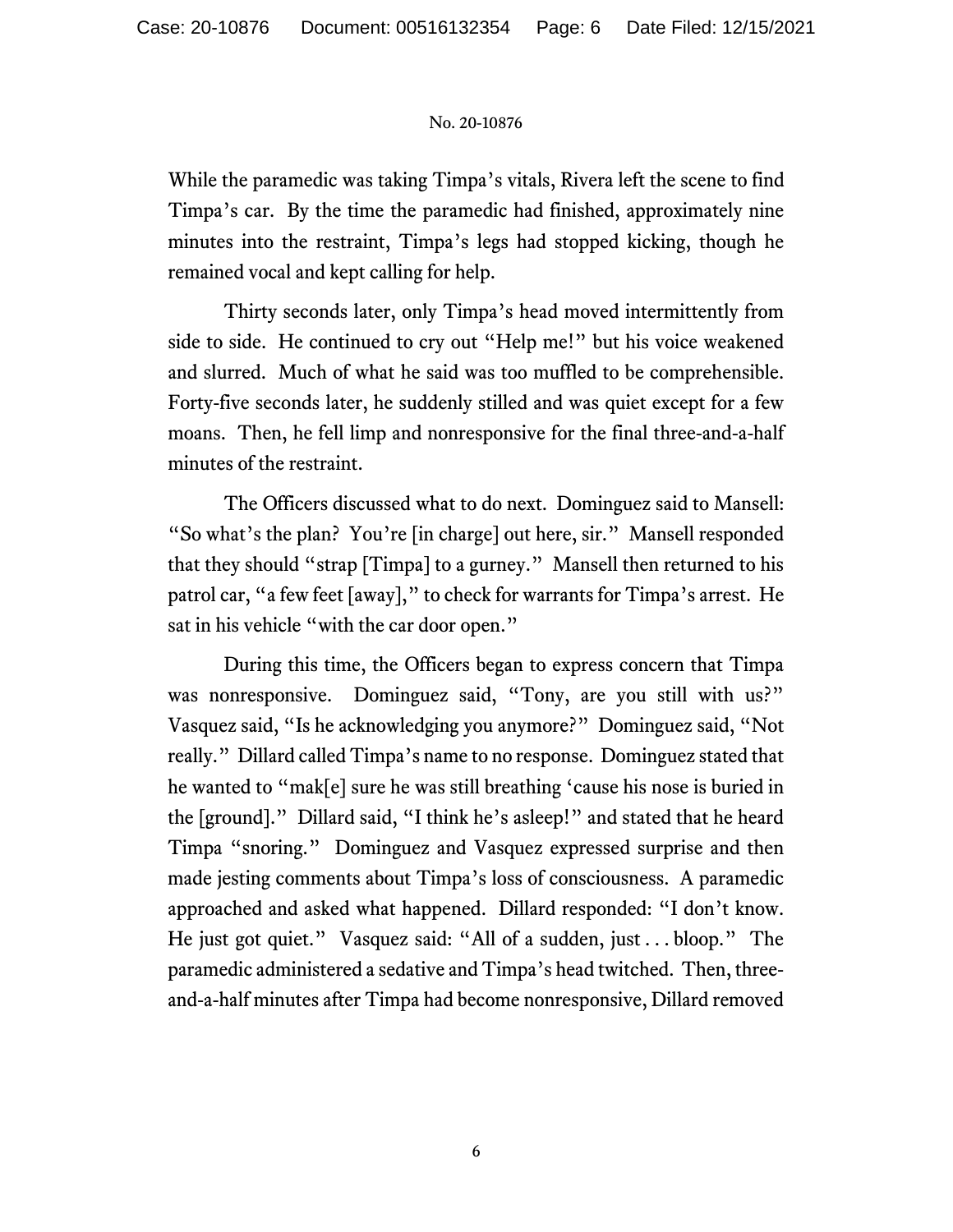While the paramedic was taking Timpa's vitals, Rivera left the scene to find Timpa's car. By the time the paramedic had finished, approximately nine minutes into the restraint, Timpa's legs had stopped kicking, though he remained vocal and kept calling for help.

Thirty seconds later, only Timpa's head moved intermittently from side to side. He continued to cry out "Help me!" but his voice weakened and slurred. Much of what he said was too muffled to be comprehensible. Forty-five seconds later, he suddenly stilled and was quiet except for a few moans. Then, he fell limp and nonresponsive for the final three-and-a-half minutes of the restraint.

The Officers discussed what to do next. Dominguez said to Mansell: "So what's the plan? You're [in charge] out here, sir." Mansell responded that they should "strap [Timpa] to a gurney." Mansell then returned to his patrol car, "a few feet [away]," to check for warrants for Timpa's arrest. He sat in his vehicle "with the car door open."

During this time, the Officers began to express concern that Timpa was nonresponsive. Dominguez said, "Tony, are you still with us?" Vasquez said, "Is he acknowledging you anymore?" Dominguez said, "Not really." Dillard called Timpa's name to no response. Dominguez stated that he wanted to "mak[e] sure he was still breathing 'cause his nose is buried in the [ground]." Dillard said, "I think he's asleep!" and stated that he heard Timpa "snoring." Dominguez and Vasquez expressed surprise and then made jesting comments about Timpa's loss of consciousness. A paramedic approached and asked what happened. Dillard responded: "I don't know. He just got quiet." Vasquez said: "All of a sudden, just . . . bloop." The paramedic administered a sedative and Timpa's head twitched. Then, three-and-a-half minutes after Timpa had become nonresponsive, Dillard removed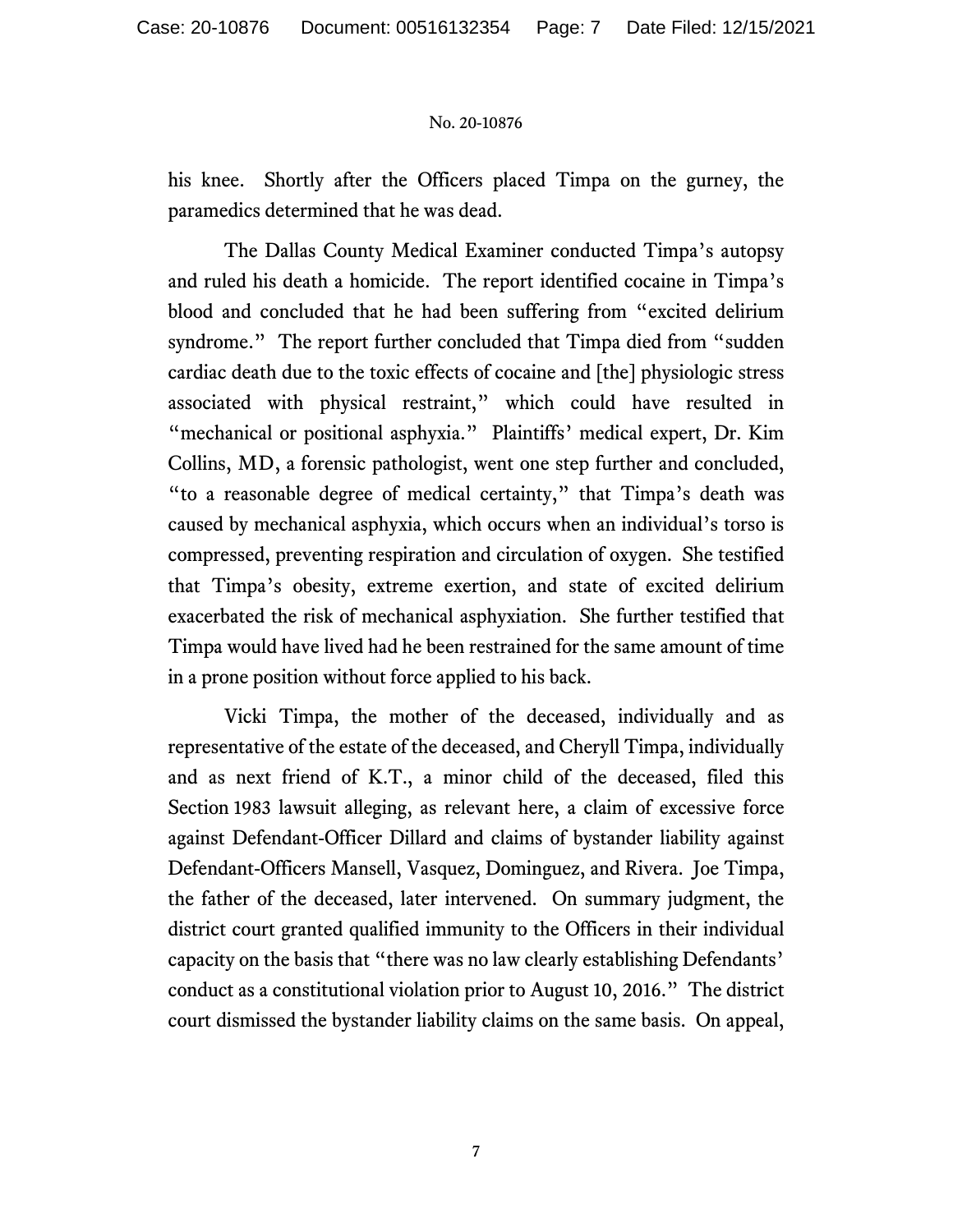his knee. Shortly after the Officers placed Timpa on the gurney, the paramedics determined that he was dead.

The Dallas County Medical Examiner conducted Timpa's autopsy and ruled his death a homicide. The report identified cocaine in Timpa's blood and concluded that he had been suffering from "excited delirium syndrome." The report further concluded that Timpa died from "sudden cardiac death due to the toxic effects of cocaine and [the] physiologic stress associated with physical restraint," which could have resulted in "mechanical or positional asphyxia." Plaintiffs' medical expert, Dr. Kim Collins, MD, a forensic pathologist, went one step further and concluded, "to a reasonable degree of medical certainty," that Timpa's death was caused by mechanical asphyxia, which occurs when an individual's torso is compressed, preventing respiration and circulation of oxygen. She testified that Timpa's obesity, extreme exertion, and state of excited delirium exacerbated the risk of mechanical asphyxiation. She further testified that Timpa would have lived had he been restrained for the same amount of time in a prone position without force applied to his back.

Vicki Timpa, the mother of the deceased, individually and as representative of the estate of the deceased, and Cheryll Timpa, individually and as next friend of K.T., a minor child of the deceased, filed this Section 1983 lawsuit alleging, as relevant here, a claim of excessive force against Defendant-Officer Dillard and claims of bystander liability against Defendant-Officers Mansell, Vasquez, Dominguez, and Rivera. Joe Timpa, the father of the deceased, later intervened. On summary judgment, the district court granted qualified immunity to the Officers in their individual capacity on the basis that "there was no law clearly establishing Defendants' conduct as a constitutional violation prior to August 10, 2016." The district court dismissed the bystander liability claims on the same basis. On appeal,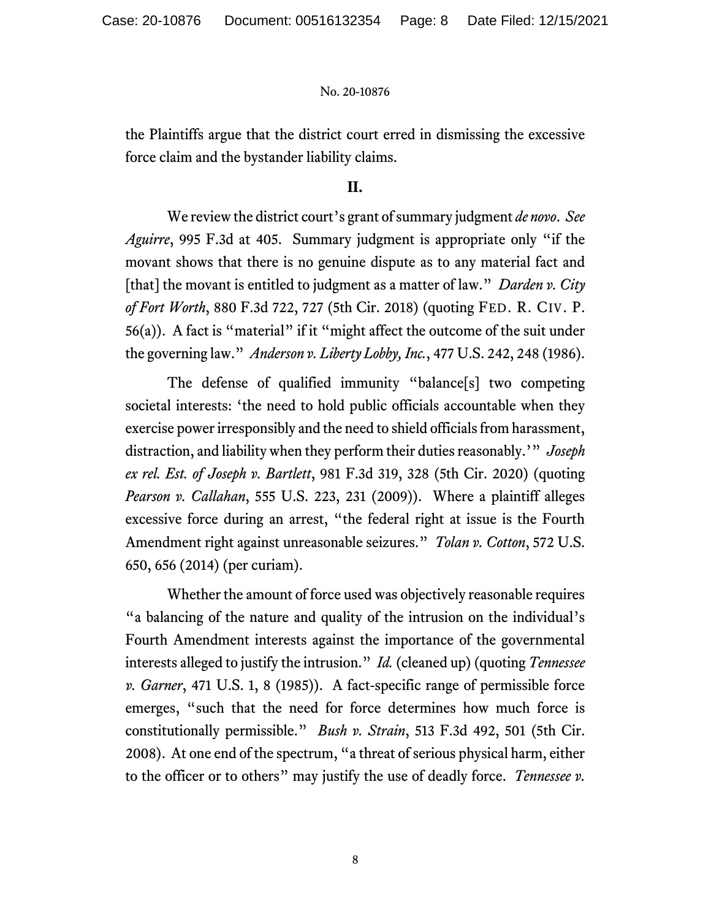the Plaintiffs argue that the district court erred in dismissing the excessive force claim and the bystander liability claims.

## II.

We review the district court's grant of summary judgment *de novo*. *See Aguirre*, 995 F.3d at 405. Summary judgment is appropriate only "if the movant shows that there is no genuine dispute as to any material fact and [that] the movant is entitled to judgment as a matter of law." *Darden v. City of Fort Worth*, 880 F.3d 722, 727 (5th Cir. 2018) (quoting FED. R. CIV. P. 56(a)). A fact is "material" if it "might affect the outcome of the suit under the governing law." *Anderson v. Liberty Lobby, Inc.*, 477 U.S. 242, 248 (1986).

The defense of qualified immunity "balance[s] two competing societal interests: 'the need to hold public officials accountable when they exercise power irresponsibly and the need to shield officials from harassment, distraction, and liability when they perform their duties reasonably.'" *Joseph ex rel. Est. of Joseph v. Bartlett*, 981 F.3d 319, 328 (5th Cir. 2020) (quoting *Pearson v. Callahan*, 555 U.S. 223, 231 (2009)). Where a plaintiff alleges excessive force during an arrest, "the federal right at issue is the Fourth Amendment right against unreasonable seizures." *Tolan v. Cotton*, 572 U.S. 650, 656 (2014) (per curiam).

Whether the amount of force used was objectively reasonable requires "a balancing of the nature and quality of the intrusion on the individual's Fourth Amendment interests against the importance of the governmental interests alleged to justify the intrusion." *Id.* (cleaned up) (quoting *Tennessee v. Garner*, 471 U.S. 1, 8 (1985)). A fact-specific range of permissible force emerges, "such that the need for force determines how much force is constitutionally permissible." *Bush v. Strain*, 513 F.3d 492, 501 (5th Cir. 2008). At one end of the spectrum, "a threat of serious physical harm, either to the officer or to others" may justify the use of deadly force. *Tennessee v.*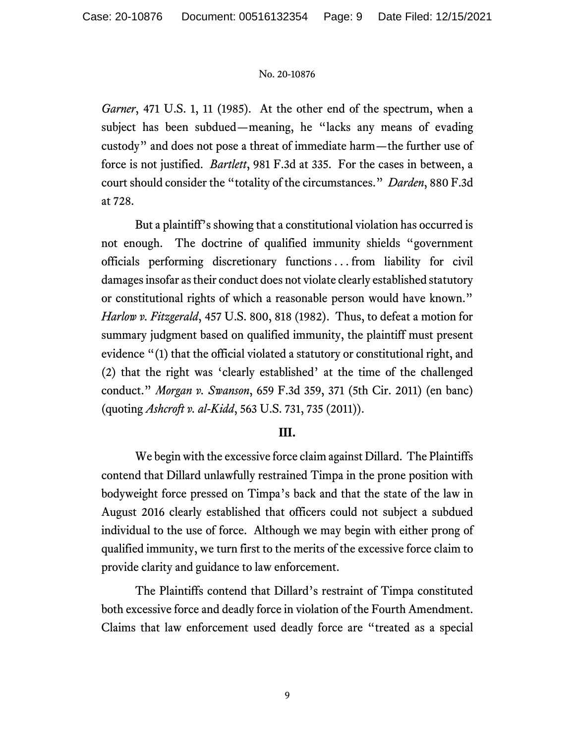*Garner*, 471 U.S. 1, 11 (1985). At the other end of the spectrum, when a subject has been subdued—meaning, he "lacks any means of evading custody" and does not pose a threat of immediate harm—the further use of force is not justified. *Bartlett*, 981 F.3d at 335. For the cases in between, a court should consider the "totality of the circumstances." *Darden*, 880 F.3d at 728.

But a plaintiff's showing that a constitutional violation has occurred is not enough. The doctrine of qualified immunity shields "government officials performing discretionary functions . . . from liability for civil damages insofar as their conduct does not violate clearly established statutory or constitutional rights of which a reasonable person would have known." *Harlow v. Fitzgerald*, 457 U.S. 800, 818 (1982). Thus, to defeat a motion for summary judgment based on qualified immunity, the plaintiff must present evidence "(1) that the official violated a statutory or constitutional right, and (2) that the right was 'clearly established' at the time of the challenged conduct." *Morgan v. Swanson*, 659 F.3d 359, 371 (5th Cir. 2011) (en banc) (quoting *Ashcroft v. al-Kidd*, 563 U.S. 731, 735 (2011)).

## III.

We begin with the excessive force claim against Dillard. The Plaintiffs contend that Dillard unlawfully restrained Timpa in the prone position with bodyweight force pressed on Timpa's back and that the state of the law in August 2016 clearly established that officers could not subject a subdued individual to the use of force. Although we may begin with either prong of qualified immunity, we turn first to the merits of the excessive force claim to provide clarity and guidance to law enforcement.

The Plaintiffs contend that Dillard's restraint of Timpa constituted both excessive force and deadly force in violation of the Fourth Amendment. Claims that law enforcement used deadly force are "treated as a special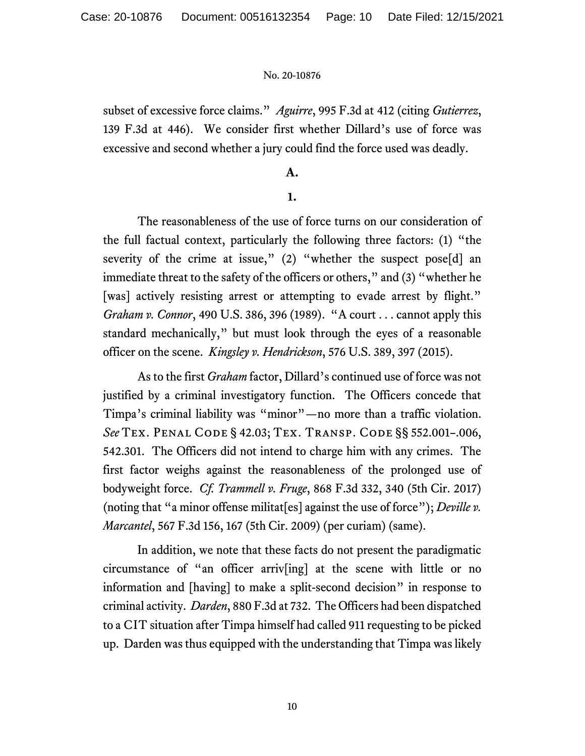subset of excessive force claims." *Aguirre*, 995 F.3d at 412 (citing *Gutierrez*, 139 F.3d at 446). We consider first whether Dillard's use of force was excessive and second whether a jury could find the force used was deadly.

**A.**

**1.**

The reasonableness of the use of force turns on our consideration of the full factual context, particularly the following three factors: (1) "the severity of the crime at issue," (2) "whether the suspect pose[d] an immediate threat to the safety of the officers or others," and (3) "whether he [was] actively resisting arrest or attempting to evade arrest by flight." *Graham v. Connor*, 490 U.S. 386, 396 (1989). "A court . . . cannot apply this standard mechanically," but must look through the eyes of a reasonable officer on the scene. *Kingsley v. Hendrickson*, 576 U.S. 389, 397 (2015).

As to the first *Graham* factor, Dillard's continued use of force was not justified by a criminal investigatory function. The Officers concede that Timpa's criminal liability was "minor"—no more than a traffic violation. *See* Tex. Penal Code § 42.03; Tex. Transp. Code §§ 552.001–.006, 542.301. The Officers did not intend to charge him with any crimes. The first factor weighs against the reasonableness of the prolonged use of bodyweight force. *Cf. Trammell v. Fruge*, 868 F.3d 332, 340 (5th Cir. 2017) (noting that "a minor offense militat[es] against the use of force"); *Deville v. Marcantel*, 567 F.3d 156, 167 (5th Cir. 2009) (per curiam) (same).

In addition, we note that these facts do not present the paradigmatic circumstance of "an officer arriv[ing] at the scene with little or no information and [having] to make a split-second decision" in response to criminal activity. *Darden*, 880 F.3d at 732. The Officers had been dispatched to a CIT situation after Timpa himself had called 911 requesting to be picked up. Darden was thus equipped with the understanding that Timpa was likely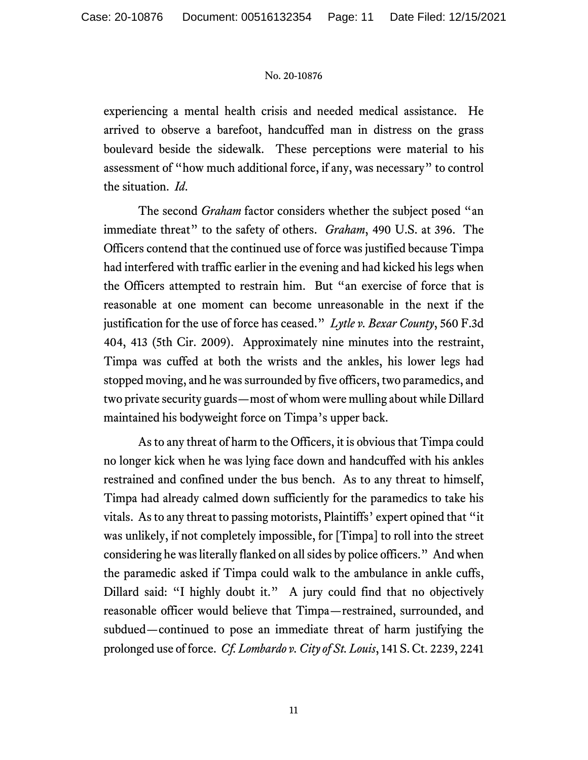experiencing a mental health crisis and needed medical assistance. He arrived to observe a barefoot, handcuffed man in distress on the grass boulevard beside the sidewalk. These perceptions were material to his assessment of "how much additional force, if any, was necessary" to control the situation. *Id*.

The second *Graham* factor considers whether the subject posed "an immediate threat" to the safety of others. *Graham*, 490 U.S. at 396. The Officers contend that the continued use of force was justified because Timpa had interfered with traffic earlier in the evening and had kicked his legs when the Officers attempted to restrain him. But "an exercise of force that is reasonable at one moment can become unreasonable in the next if the justification for the use of force has ceased." *Lytle v. Bexar County*, 560 F.3d 404, 413 (5th Cir. 2009). Approximately nine minutes into the restraint, Timpa was cuffed at both the wrists and the ankles, his lower legs had stopped moving, and he was surrounded by five officers, two paramedics, and two private security guards—most of whom were mulling about while Dillard maintained his bodyweight force on Timpa's upper back.

As to any threat of harm to the Officers, it is obvious that Timpa could no longer kick when he was lying face down and handcuffed with his ankles restrained and confined under the bus bench. As to any threat to himself, Timpa had already calmed down sufficiently for the paramedics to take his vitals. As to any threat to passing motorists, Plaintiffs' expert opined that "it was unlikely, if not completely impossible, for [Timpa] to roll into the street considering he was literally flanked on all sides by police officers." And when the paramedic asked if Timpa could walk to the ambulance in ankle cuffs, Dillard said: "I highly doubt it." A jury could find that no objectively reasonable officer would believe that Timpa—restrained, surrounded, and subdued—continued to pose an immediate threat of harm justifying the prolonged use of force. *Cf. Lombardo v. City of St. Louis*, 141 S. Ct. 2239, 2241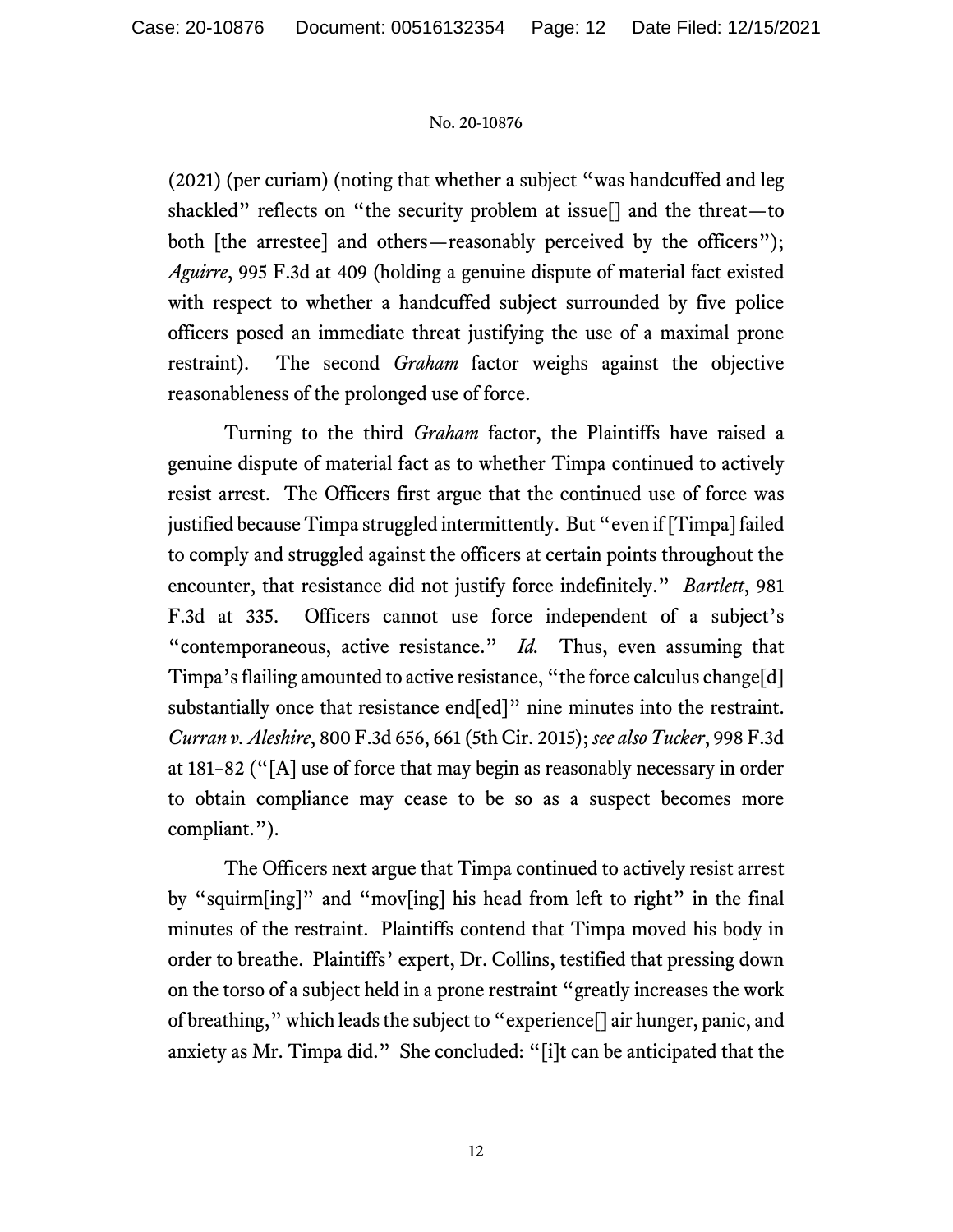(2021) (per curiam) (noting that whether a subject "was handcuffed and leg shackled" reflects on "the security problem at issue[] and the threat—to both [the arrestee] and others—reasonably perceived by the officers"); *Aguirre*, 995 F.3d at 409 (holding a genuine dispute of material fact existed with respect to whether a handcuffed subject surrounded by five police officers posed an immediate threat justifying the use of a maximal prone restraint). The second *Graham* factor weighs against the objective reasonableness of the prolonged use of force.

Turning to the third *Graham* factor, the Plaintiffs have raised a genuine dispute of material fact as to whether Timpa continued to actively resist arrest. The Officers first argue that the continued use of force was justified because Timpa struggled intermittently. But "even if [Timpa] failed to comply and struggled against the officers at certain points throughout the encounter, that resistance did not justify force indefinitely." *Bartlett*, 981 F.3d at 335. Officers cannot use force independent of a subject's "contemporaneous, active resistance." *Id.* Thus, even assuming that Timpa's flailing amounted to active resistance, "the force calculus change[d] substantially once that resistance end[ed]" nine minutes into the restraint. *Curran v. Aleshire*, 800 F.3d 656, 661 (5th Cir. 2015); *see also Tucker*, 998 F.3d at 181–82 ("[A] use of force that may begin as reasonably necessary in order to obtain compliance may cease to be so as a suspect becomes more compliant.").

The Officers next argue that Timpa continued to actively resist arrest by "squirm[ing]" and "mov[ing] his head from left to right" in the final minutes of the restraint. Plaintiffs contend that Timpa moved his body in order to breathe. Plaintiffs' expert, Dr. Collins, testified that pressing down on the torso of a subject held in a prone restraint "greatly increases the work of breathing," which leads the subject to "experience[] air hunger, panic, and anxiety as Mr. Timpa did." She concluded: "[i]t can be anticipated that the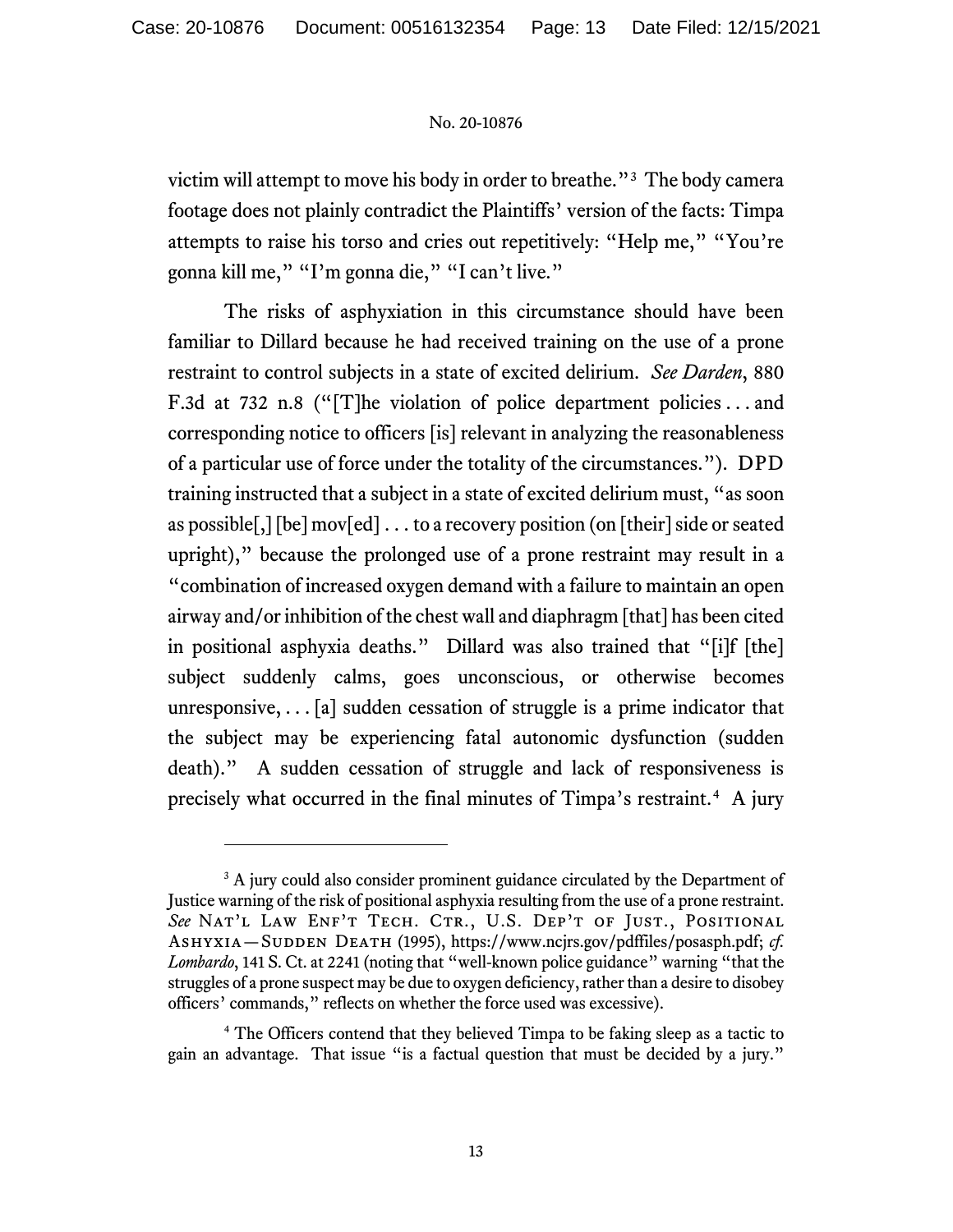victim will attempt to move his body in order to breathe."[3] The body camera footage does not plainly contradict the Plaintiffs' version of the facts: Timpa attempts to raise his torso and cries out repetitively: "Help me," "You're gonna kill me," "I'm gonna die," "I can't live."

The risks of asphyxiation in this circumstance should have been familiar to Dillard because he had received training on the use of a prone restraint to control subjects in a state of excited delirium. *See Darden*, 880 F.3d at 732 n.8 ("[T]he violation of police department policies . . . and corresponding notice to officers [is] relevant in analyzing the reasonableness of a particular use of force under the totality of the circumstances."). DPD training instructed that a subject in a state of excited delirium must, "as soon as possible[,] [be] mov[ed] . . . to a recovery position (on [their] side or seated upright)," because the prolonged use of a prone restraint may result in a "combination of increased oxygen demand with a failure to maintain an open airway and/or inhibition of the chest wall and diaphragm [that] has been cited in positional asphyxia deaths." Dillard was also trained that "[i]f [the] subject suddenly calms, goes unconscious, or otherwise becomes unresponsive, . . . [a] sudden cessation of struggle is a prime indicator that the subject may be experiencing fatal autonomic dysfunction (sudden death)." A sudden cessation of struggle and lack of responsiveness is precisely what occurred in the final minutes of Timpa's restraint.[4] A jury

---

[3] A jury could also consider prominent guidance circulated by the Department of Justice warning of the risk of positional asphyxia resulting from the use of a prone restraint. *See* Nat'l Law Enf't Tech. Ctr., U.S. Dep't of Just., Positional Ashyxia—Sudden Death (1995), https://www.ncjrs.gov/pdffiles/posasph.pdf; *cf. Lombardo*, 141 S. Ct. at 2241 (noting that "well-known police guidance" warning "that the struggles of a prone suspect may be due to oxygen deficiency, rather than a desire to disobey officers' commands," reflects on whether the force used was excessive).

[4] The Officers contend that they believed Timpa to be faking sleep as a tactic to gain an advantage. That issue "is a factual question that must be decided by a jury."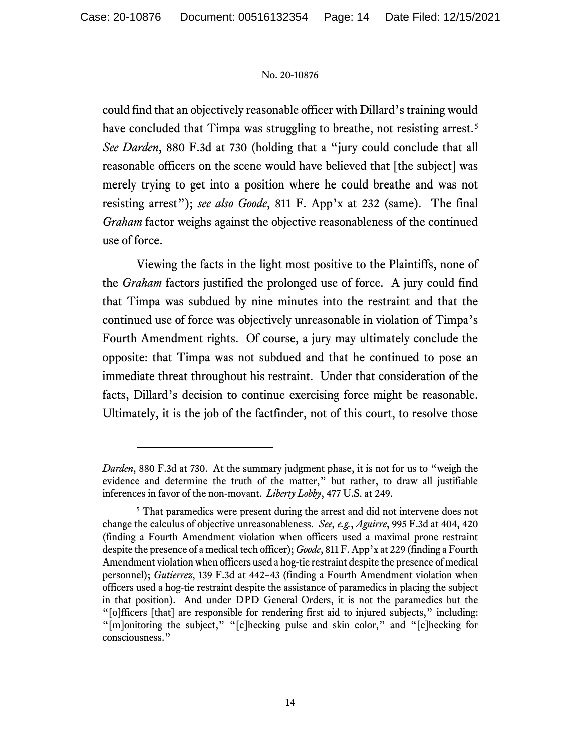could find that an objectively reasonable officer with Dillard's training would have concluded that Timpa was struggling to breathe, not resisting arrest.[5] *See Darden*, 880 F.3d at 730 (holding that a "jury could conclude that all reasonable officers on the scene would have believed that [the subject] was merely trying to get into a position where he could breathe and was not resisting arrest"); *see also Goode*, 811 F. App'x at 232 (same). The final *Graham* factor weighs against the objective reasonableness of the continued use of force.

Viewing the facts in the light most positive to the Plaintiffs, none of the *Graham* factors justified the prolonged use of force. A jury could find that Timpa was subdued by nine minutes into the restraint and that the continued use of force was objectively unreasonable in violation of Timpa's Fourth Amendment rights. Of course, a jury may ultimately conclude the opposite: that Timpa was not subdued and that he continued to pose an immediate threat throughout his restraint. Under that consideration of the facts, Dillard's decision to continue exercising force might be reasonable. Ultimately, it is the job of the factfinder, not of this court, to resolve those

---

*Darden*, 880 F.3d at 730. At the summary judgment phase, it is not for us to "weigh the evidence and determine the truth of the matter," but rather, to draw all justifiable inferences in favor of the non-movant. *Liberty Lobby*, 477 U.S. at 249.

[5] That paramedics were present during the arrest and did not intervene does not change the calculus of objective unreasonableness. *See, e.g.*, *Aguirre*, 995 F.3d at 404, 420 (finding a Fourth Amendment violation when officers used a maximal prone restraint despite the presence of a medical tech officer); *Goode*, 811 F. App'x at 229 (finding a Fourth Amendment violation when officers used a hog-tie restraint despite the presence of medical personnel); *Gutierrez*, 139 F.3d at 442–43 (finding a Fourth Amendment violation when officers used a hog-tie restraint despite the assistance of paramedics in placing the subject in that position). And under DPD General Orders, it is not the paramedics but the "[o]fficers [that] are responsible for rendering first aid to injured subjects," including: "[m]onitoring the subject," "[c]hecking pulse and skin color," and "[c]hecking for consciousness."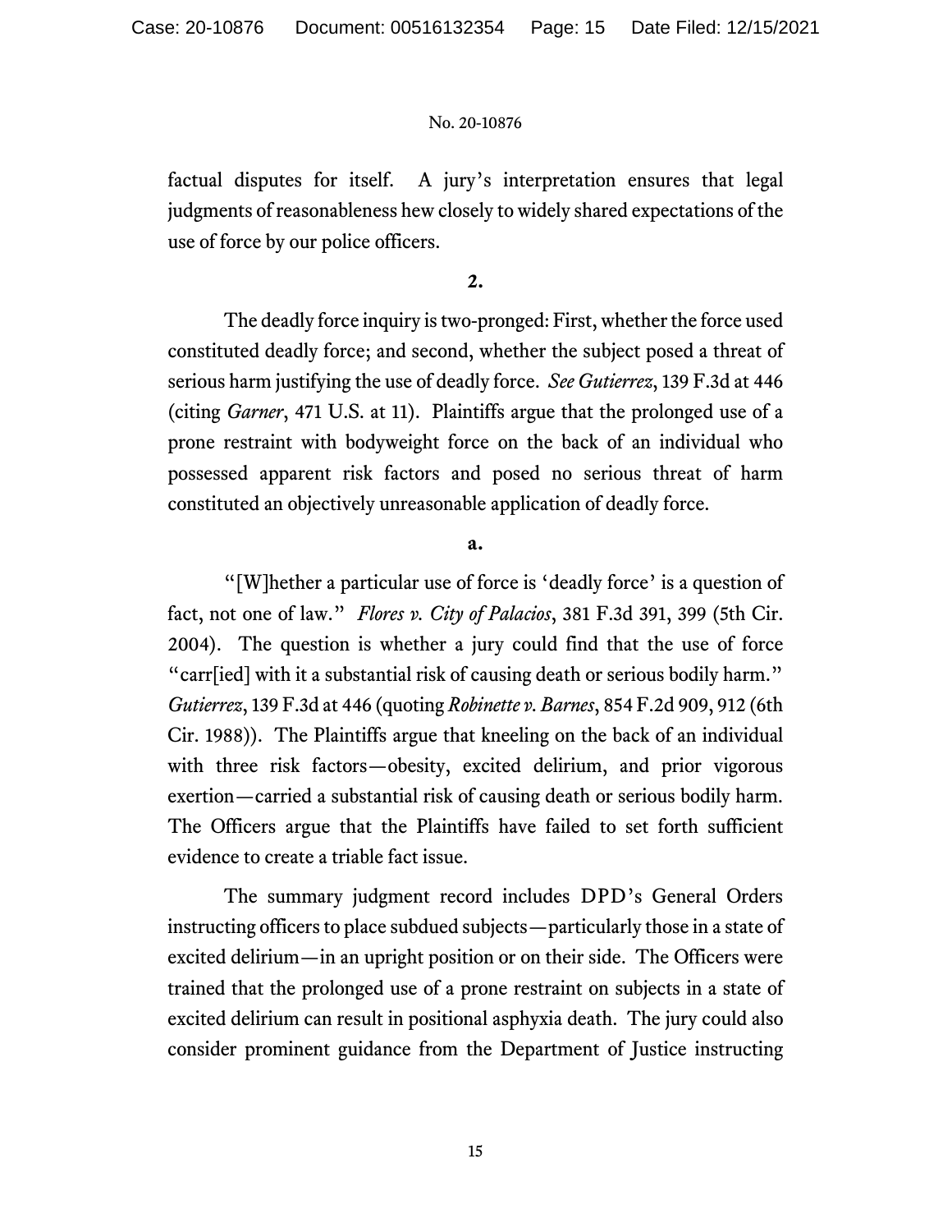factual disputes for itself. A jury's interpretation ensures that legal judgments of reasonableness hew closely to widely shared expectations of the use of force by our police officers.

**2.**

The deadly force inquiry is two-pronged: First, whether the force used constituted deadly force; and second, whether the subject posed a threat of serious harm justifying the use of deadly force. *See Gutierrez*, 139 F.3d at 446 (citing *Garner*, 471 U.S. at 11). Plaintiffs argue that the prolonged use of a prone restraint with bodyweight force on the back of an individual who possessed apparent risk factors and posed no serious threat of harm constituted an objectively unreasonable application of deadly force.

**a.**

"[W]hether a particular use of force is 'deadly force' is a question of fact, not one of law." *Flores v. City of Palacios*, 381 F.3d 391, 399 (5th Cir. 2004). The question is whether a jury could find that the use of force "carr[ied] with it a substantial risk of causing death or serious bodily harm." *Gutierrez*, 139 F.3d at 446 (quoting *Robinette v. Barnes*, 854 F.2d 909, 912 (6th Cir. 1988)). The Plaintiffs argue that kneeling on the back of an individual with three risk factors—obesity, excited delirium, and prior vigorous exertion—carried a substantial risk of causing death or serious bodily harm. The Officers argue that the Plaintiffs have failed to set forth sufficient evidence to create a triable fact issue.

The summary judgment record includes DPD's General Orders instructing officers to place subdued subjects—particularly those in a state of excited delirium—in an upright position or on their side. The Officers were trained that the prolonged use of a prone restraint on subjects in a state of excited delirium can result in positional asphyxia death. The jury could also consider prominent guidance from the Department of Justice instructing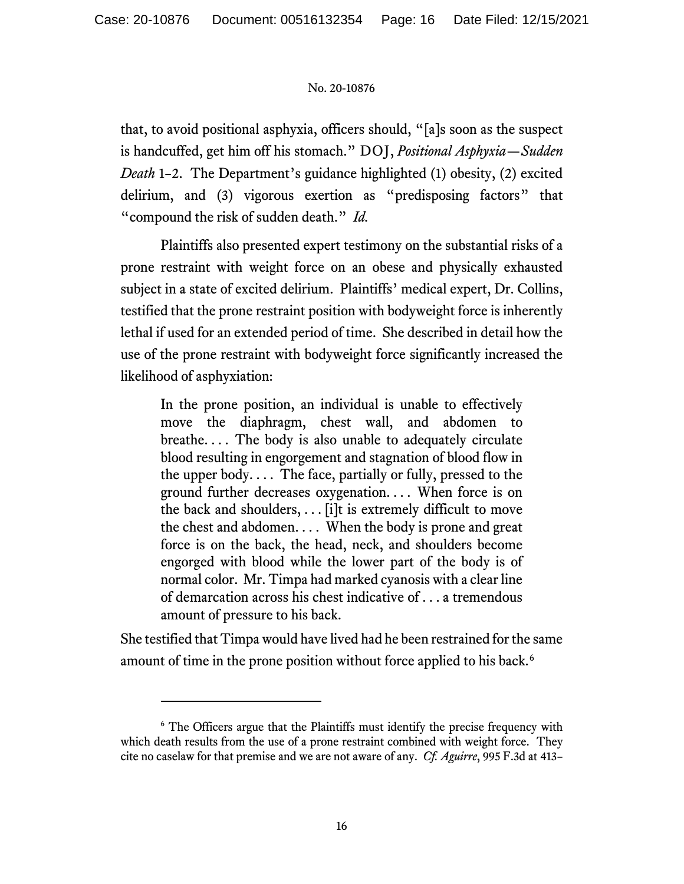that, to avoid positional asphyxia, officers should, "[a]s soon as the suspect is handcuffed, get him off his stomach." DOJ, *Positional Asphyxia—Sudden Death* 1–2. The Department's guidance highlighted (1) obesity, (2) excited delirium, and (3) vigorous exertion as "predisposing factors" that "compound the risk of sudden death." *Id.*

Plaintiffs also presented expert testimony on the substantial risks of a prone restraint with weight force on an obese and physically exhausted subject in a state of excited delirium. Plaintiffs' medical expert, Dr. Collins, testified that the prone restraint position with bodyweight force is inherently lethal if used for an extended period of time. She described in detail how the use of the prone restraint with bodyweight force significantly increased the likelihood of asphyxiation:

> In the prone position, an individual is unable to effectively move the diaphragm, chest wall, and abdomen to breathe. . . . The body is also unable to adequately circulate blood resulting in engorgement and stagnation of blood flow in the upper body. . . . The face, partially or fully, pressed to the ground further decreases oxygenation. . . . When force is on the back and shoulders, . . . [i]t is extremely difficult to move the chest and abdomen. . . . When the body is prone and great force is on the back, the head, neck, and shoulders become engorged with blood while the lower part of the body is of normal color. Mr. Timpa had marked cyanosis with a clear line of demarcation across his chest indicative of . . . a tremendous amount of pressure to his back.

She testified that Timpa would have lived had he been restrained for the same amount of time in the prone position without force applied to his back.[6]

---

[6] The Officers argue that the Plaintiffs must identify the precise frequency with which death results from the use of a prone restraint combined with weight force. They cite no caselaw for that premise and we are not aware of any. *Cf. Aguirre*, 995 F.3d at 413–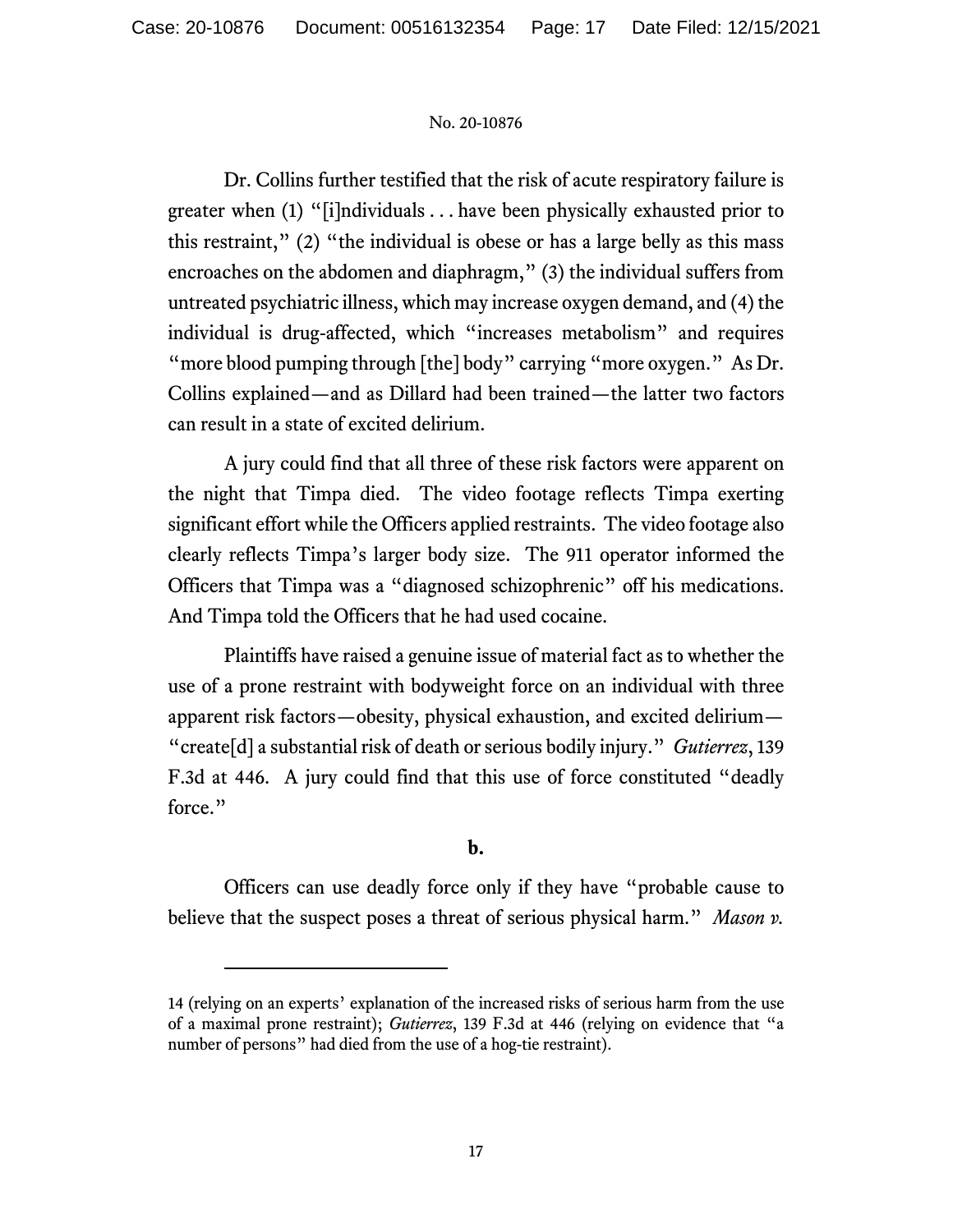Dr. Collins further testified that the risk of acute respiratory failure is greater when (1) "[i]ndividuals . . . have been physically exhausted prior to this restraint," (2) "the individual is obese or has a large belly as this mass encroaches on the abdomen and diaphragm," (3) the individual suffers from untreated psychiatric illness, which may increase oxygen demand, and (4) the individual is drug-affected, which "increases metabolism" and requires "more blood pumping through [the] body" carrying "more oxygen." As Dr. Collins explained—and as Dillard had been trained—the latter two factors can result in a state of excited delirium.

A jury could find that all three of these risk factors were apparent on the night that Timpa died. The video footage reflects Timpa exerting significant effort while the Officers applied restraints. The video footage also clearly reflects Timpa's larger body size. The 911 operator informed the Officers that Timpa was a "diagnosed schizophrenic" off his medications. And Timpa told the Officers that he had used cocaine.

Plaintiffs have raised a genuine issue of material fact as to whether the use of a prone restraint with bodyweight force on an individual with three apparent risk factors—obesity, physical exhaustion, and excited delirium—"create[d] a substantial risk of death or serious bodily injury." *Gutierrez*, 139 F.3d at 446. A jury could find that this use of force constituted "deadly force."

**b.**

Officers can use deadly force only if they have "probable cause to believe that the suspect poses a threat of serious physical harm." *Mason v.*

---

14 (relying on an experts' explanation of the increased risks of serious harm from the use of a maximal prone restraint); *Gutierrez*, 139 F.3d at 446 (relying on evidence that "a number of persons" had died from the use of a hog-tie restraint).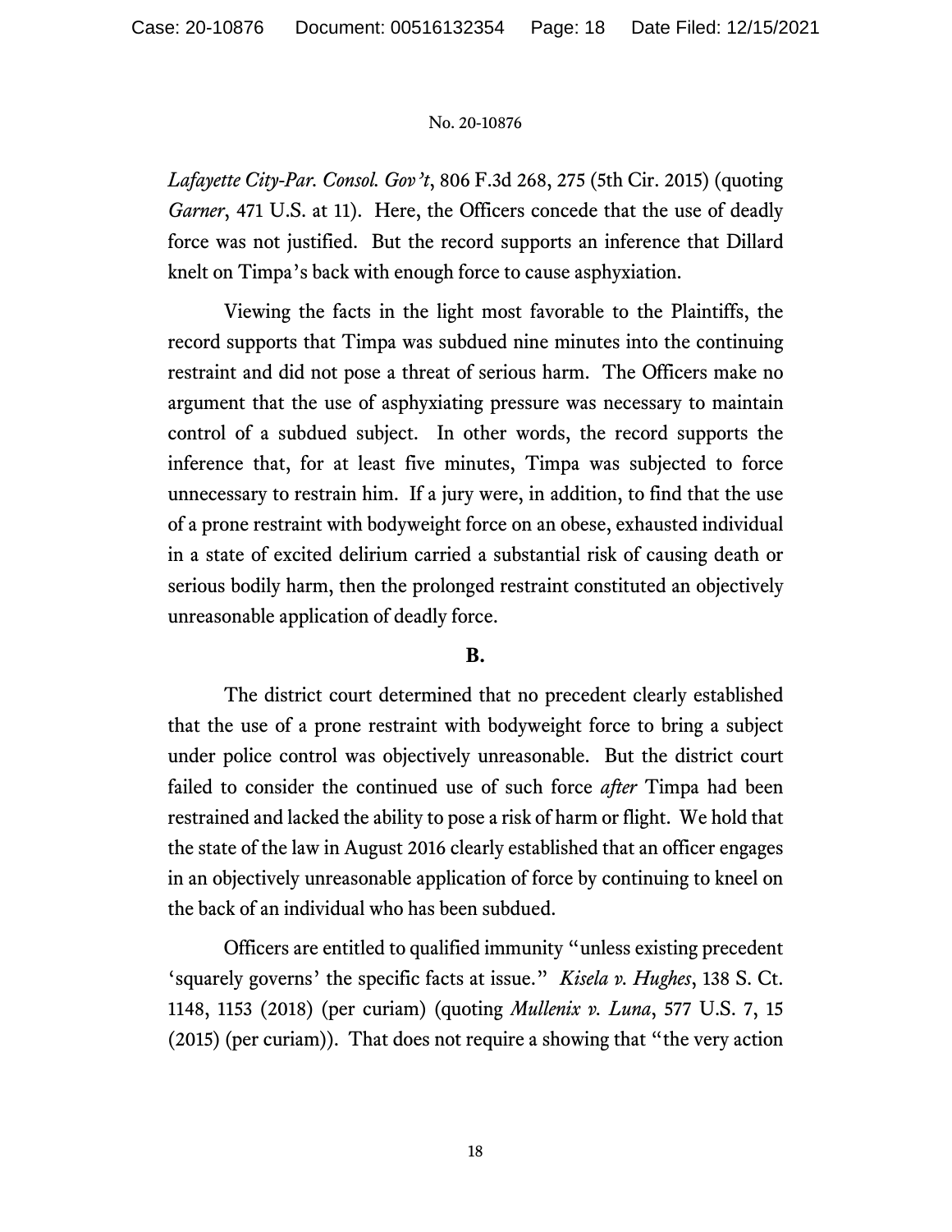*Lafayette City-Par. Consol. Gov't*, 806 F.3d 268, 275 (5th Cir. 2015) (quoting *Garner*, 471 U.S. at 11). Here, the Officers concede that the use of deadly force was not justified. But the record supports an inference that Dillard knelt on Timpa's back with enough force to cause asphyxiation.

Viewing the facts in the light most favorable to the Plaintiffs, the record supports that Timpa was subdued nine minutes into the continuing restraint and did not pose a threat of serious harm. The Officers make no argument that the use of asphyxiating pressure was necessary to maintain control of a subdued subject. In other words, the record supports the inference that, for at least five minutes, Timpa was subjected to force unnecessary to restrain him. If a jury were, in addition, to find that the use of a prone restraint with bodyweight force on an obese, exhausted individual in a state of excited delirium carried a substantial risk of causing death or serious bodily harm, then the prolonged restraint constituted an objectively unreasonable application of deadly force.

## B.

The district court determined that no precedent clearly established that the use of a prone restraint with bodyweight force to bring a subject under police control was objectively unreasonable. But the district court failed to consider the continued use of such force *after* Timpa had been restrained and lacked the ability to pose a risk of harm or flight. We hold that the state of the law in August 2016 clearly established that an officer engages in an objectively unreasonable application of force by continuing to kneel on the back of an individual who has been subdued.

Officers are entitled to qualified immunity "unless existing precedent 'squarely governs' the specific facts at issue." *Kisela v. Hughes*, 138 S. Ct. 1148, 1153 (2018) (per curiam) (quoting *Mullenix v. Luna*, 577 U.S. 7, 15 (2015) (per curiam)). That does not require a showing that "the very action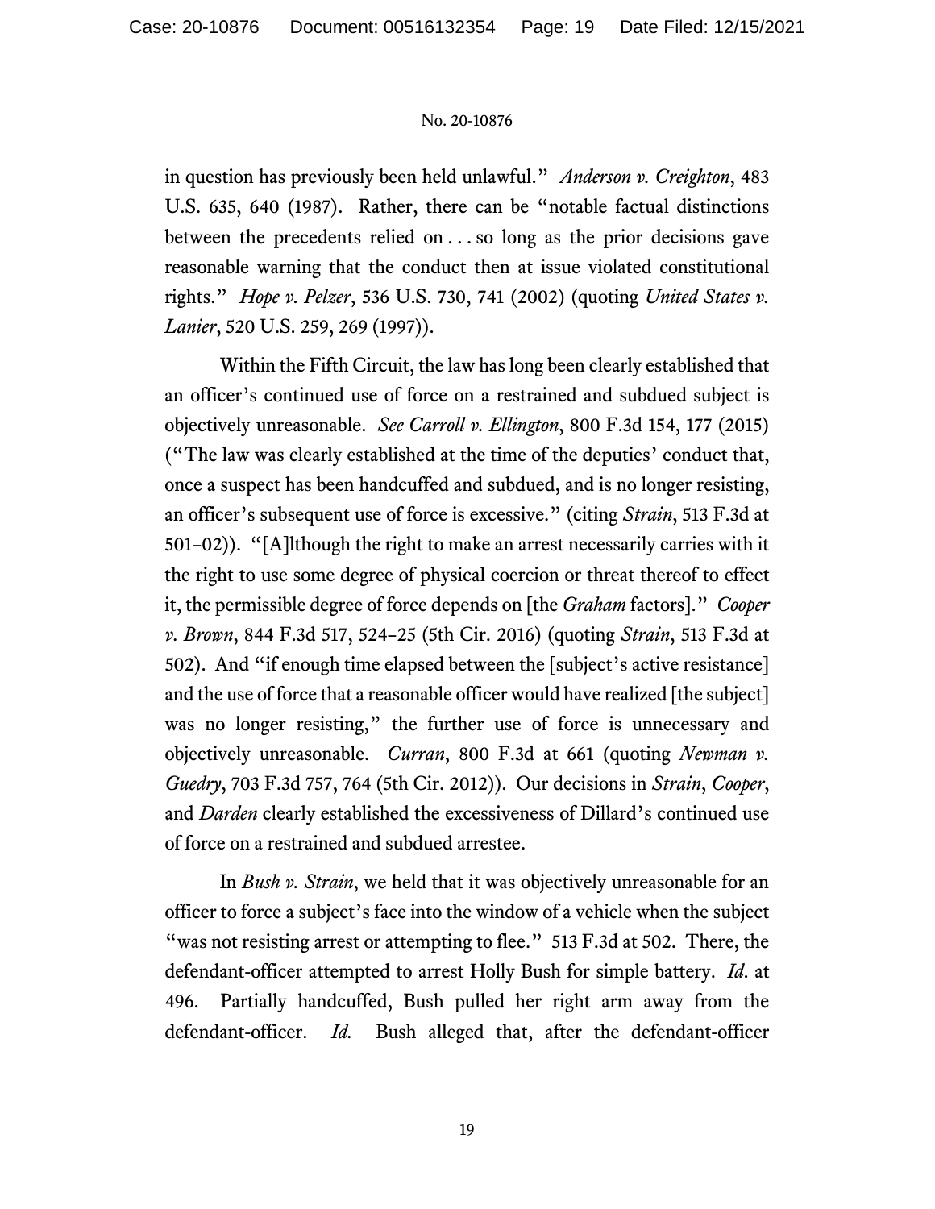in question has previously been held unlawful." *Anderson v. Creighton*, 483 U.S. 635, 640 (1987). Rather, there can be "notable factual distinctions between the precedents relied on . . . so long as the prior decisions gave reasonable warning that the conduct then at issue violated constitutional rights." *Hope v. Pelzer*, 536 U.S. 730, 741 (2002) (quoting *United States v. Lanier*, 520 U.S. 259, 269 (1997)).

Within the Fifth Circuit, the law has long been clearly established that an officer's continued use of force on a restrained and subdued subject is objectively unreasonable. *See Carroll v. Ellington*, 800 F.3d 154, 177 (2015) ("The law was clearly established at the time of the deputies' conduct that, once a suspect has been handcuffed and subdued, and is no longer resisting, an officer's subsequent use of force is excessive." (citing *Strain*, 513 F.3d at 501–02)). "[A]lthough the right to make an arrest necessarily carries with it the right to use some degree of physical coercion or threat thereof to effect it, the permissible degree of force depends on [the *Graham* factors]." *Cooper v. Brown*, 844 F.3d 517, 524–25 (5th Cir. 2016) (quoting *Strain*, 513 F.3d at 502). And "if enough time elapsed between the [subject's active resistance] and the use of force that a reasonable officer would have realized [the subject] was no longer resisting," the further use of force is unnecessary and objectively unreasonable. *Curran*, 800 F.3d at 661 (quoting *Newman v. Guedry*, 703 F.3d 757, 764 (5th Cir. 2012)). Our decisions in *Strain*, *Cooper*, and *Darden* clearly established the excessiveness of Dillard's continued use of force on a restrained and subdued arrestee.

In *Bush v. Strain*, we held that it was objectively unreasonable for an officer to force a subject's face into the window of a vehicle when the subject "was not resisting arrest or attempting to flee." 513 F.3d at 502. There, the defendant-officer attempted to arrest Holly Bush for simple battery. *Id.* at 496. Partially handcuffed, Bush pulled her right arm away from the defendant-officer. *Id.* Bush alleged that, after the defendant-officer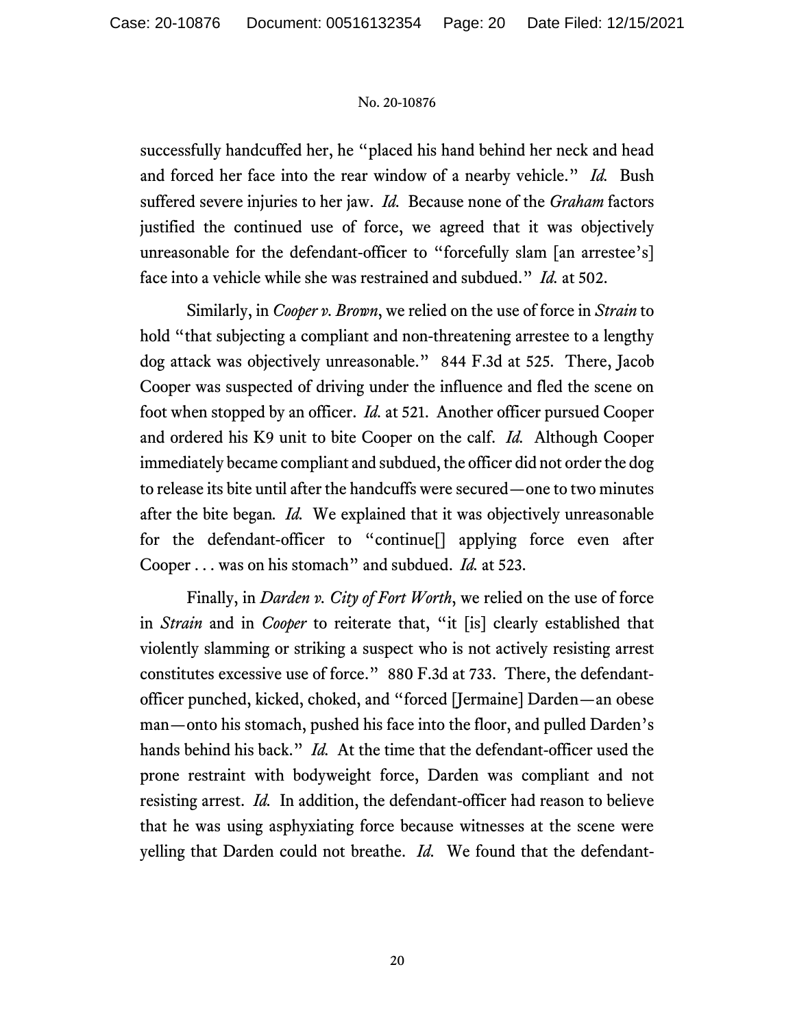successfully handcuffed her, he "placed his hand behind her neck and head and forced her face into the rear window of a nearby vehicle." *Id.* Bush suffered severe injuries to her jaw. *Id.* Because none of the *Graham* factors justified the continued use of force, we agreed that it was objectively unreasonable for the defendant-officer to "forcefully slam [an arrestee's] face into a vehicle while she was restrained and subdued." *Id.* at 502.

Similarly, in *Cooper v. Brown*, we relied on the use of force in *Strain* to hold "that subjecting a compliant and non-threatening arrestee to a lengthy dog attack was objectively unreasonable." 844 F.3d at 525. There, Jacob Cooper was suspected of driving under the influence and fled the scene on foot when stopped by an officer. *Id.* at 521. Another officer pursued Cooper and ordered his K9 unit to bite Cooper on the calf. *Id.* Although Cooper immediately became compliant and subdued, the officer did not order the dog to release its bite until after the handcuffs were secured—one to two minutes after the bite began. *Id.* We explained that it was objectively unreasonable for the defendant-officer to "continue[] applying force even after Cooper . . . was on his stomach" and subdued. *Id.* at 523.

Finally, in *Darden v. City of Fort Worth*, we relied on the use of force in *Strain* and in *Cooper* to reiterate that, "it [is] clearly established that violently slamming or striking a suspect who is not actively resisting arrest constitutes excessive use of force." 880 F.3d at 733. There, the defendant-officer punched, kicked, choked, and "forced [Jermaine] Darden—an obese man—onto his stomach, pushed his face into the floor, and pulled Darden's hands behind his back." *Id.* At the time that the defendant-officer used the prone restraint with bodyweight force, Darden was compliant and not resisting arrest. *Id.* In addition, the defendant-officer had reason to believe that he was using asphyxiating force because witnesses at the scene were yelling that Darden could not breathe. *Id.* We found that the defendant-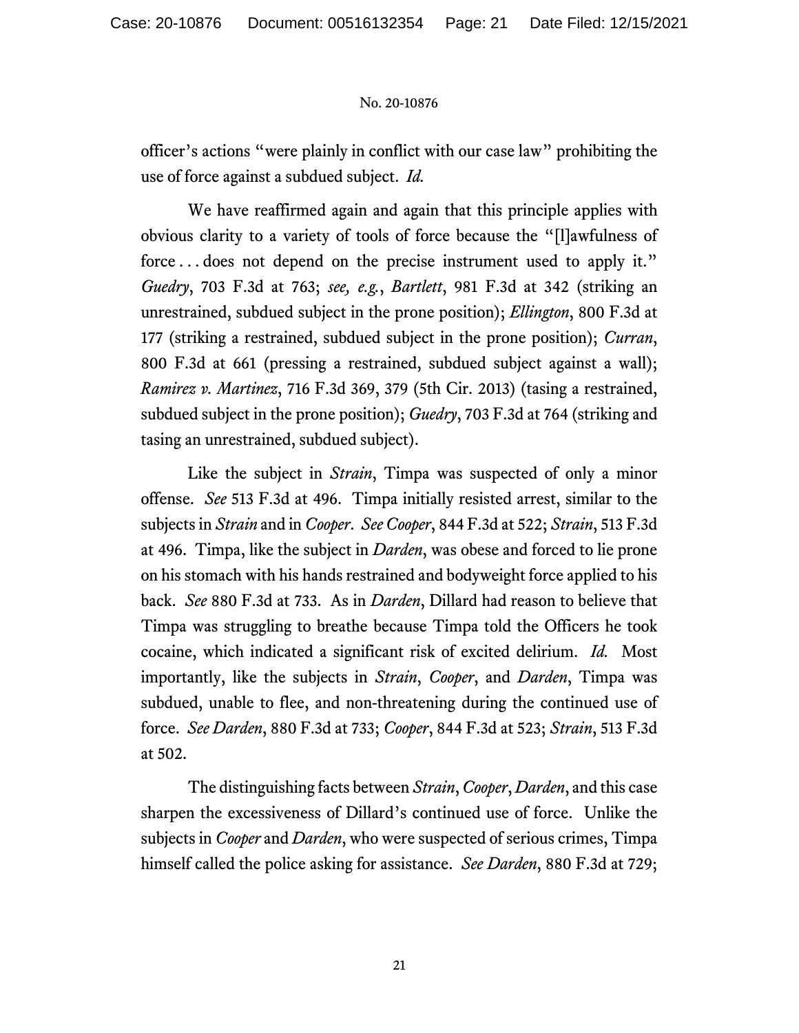officer's actions "were plainly in conflict with our case law" prohibiting the use of force against a subdued subject. *Id.*

We have reaffirmed again and again that this principle applies with obvious clarity to a variety of tools of force because the "[l]awfulness of force . . . does not depend on the precise instrument used to apply it." *Guedry*, 703 F.3d at 763; *see, e.g.*, *Bartlett*, 981 F.3d at 342 (striking an unrestrained, subdued subject in the prone position); *Ellington*, 800 F.3d at 177 (striking a restrained, subdued subject in the prone position); *Curran*, 800 F.3d at 661 (pressing a restrained, subdued subject against a wall); *Ramirez v. Martinez*, 716 F.3d 369, 379 (5th Cir. 2013) (tasing a restrained, subdued subject in the prone position); *Guedry*, 703 F.3d at 764 (striking and tasing an unrestrained, subdued subject).

Like the subject in *Strain*, Timpa was suspected of only a minor offense. *See* 513 F.3d at 496. Timpa initially resisted arrest, similar to the subjects in *Strain* and in *Cooper*. *See Cooper*, 844 F.3d at 522; *Strain*, 513 F.3d at 496. Timpa, like the subject in *Darden*, was obese and forced to lie prone on his stomach with his hands restrained and bodyweight force applied to his back. *See* 880 F.3d at 733. As in *Darden*, Dillard had reason to believe that Timpa was struggling to breathe because Timpa told the Officers he took cocaine, which indicated a significant risk of excited delirium. *Id.* Most importantly, like the subjects in *Strain*, *Cooper*, and *Darden*, Timpa was subdued, unable to flee, and non-threatening during the continued use of force. *See Darden*, 880 F.3d at 733; *Cooper*, 844 F.3d at 523; *Strain*, 513 F.3d at 502.

The distinguishing facts between *Strain*, *Cooper*, *Darden*, and this case sharpen the excessiveness of Dillard's continued use of force. Unlike the subjects in *Cooper* and *Darden*, who were suspected of serious crimes, Timpa himself called the police asking for assistance. *See Darden*, 880 F.3d at 729;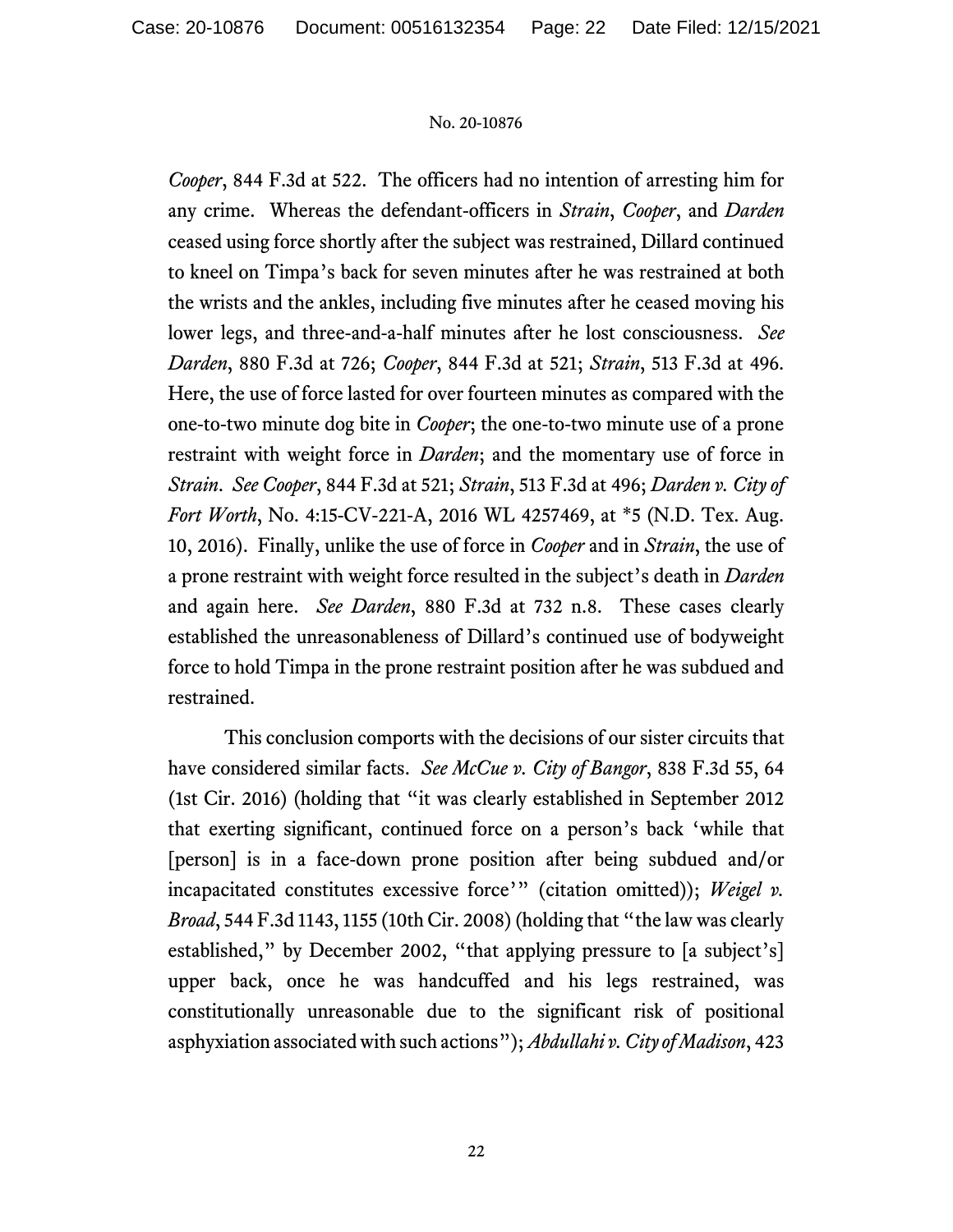*Cooper*, 844 F.3d at 522. The officers had no intention of arresting him for any crime. Whereas the defendant-officers in *Strain*, *Cooper*, and *Darden* ceased using force shortly after the subject was restrained, Dillard continued to kneel on Timpa's back for seven minutes after he was restrained at both the wrists and the ankles, including five minutes after he ceased moving his lower legs, and three-and-a-half minutes after he lost consciousness. *See Darden*, 880 F.3d at 726; *Cooper*, 844 F.3d at 521; *Strain*, 513 F.3d at 496. Here, the use of force lasted for over fourteen minutes as compared with the one-to-two minute dog bite in *Cooper*; the one-to-two minute use of a prone restraint with weight force in *Darden*; and the momentary use of force in *Strain*. *See Cooper*, 844 F.3d at 521; *Strain*, 513 F.3d at 496; *Darden v. City of Fort Worth*, No. 4:15-CV-221-A, 2016 WL 4257469, at *5 (N.D. Tex. Aug. 10, 2016). Finally, unlike the use of force in *Cooper* and in *Strain*, the use of a prone restraint with weight force resulted in the subject's death in *Darden* and again here. *See Darden*, 880 F.3d at 732 n.8. These cases clearly established the unreasonableness of Dillard's continued use of bodyweight force to hold Timpa in the prone restraint position after he was subdued and restrained.

This conclusion comports with the decisions of our sister circuits that have considered similar facts. *See McCue v. City of Bangor*, 838 F.3d 55, 64 (1st Cir. 2016) (holding that "it was clearly established in September 2012 that exerting significant, continued force on a person's back 'while that [person] is in a face-down prone position after being subdued and/or incapacitated constitutes excessive force'" (citation omitted)); *Weigel v. Broad*, 544 F.3d 1143, 1155 (10th Cir. 2008) (holding that "the law was clearly established," by December 2002, "that applying pressure to [a subject's] upper back, once he was handcuffed and his legs restrained, was constitutionally unreasonable due to the significant risk of positional asphyxiation associated with such actions"); *Abdullahi v. City of Madison*, 423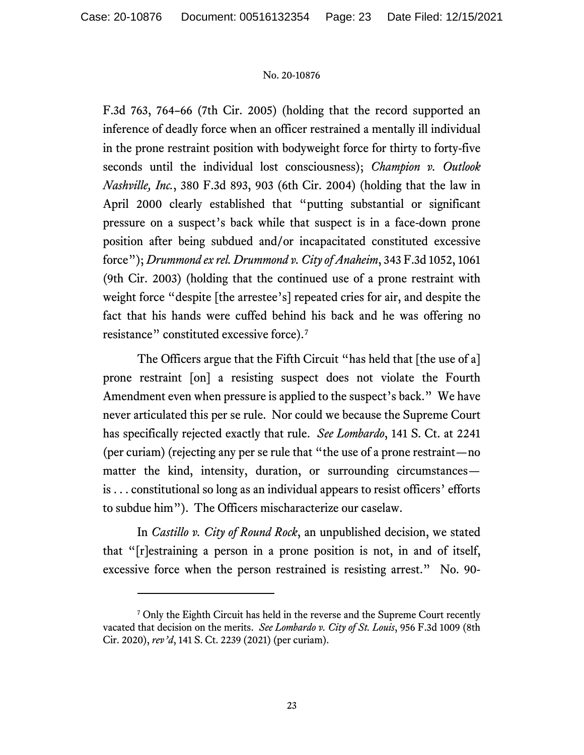F.3d 763, 764–66 (7th Cir. 2005) (holding that the record supported an inference of deadly force when an officer restrained a mentally ill individual in the prone restraint position with bodyweight force for thirty to forty-five seconds until the individual lost consciousness); *Champion v. Outlook Nashville, Inc.*, 380 F.3d 893, 903 (6th Cir. 2004) (holding that the law in April 2000 clearly established that "putting substantial or significant pressure on a suspect's back while that suspect is in a face-down prone position after being subdued and/or incapacitated constituted excessive force"); *Drummond ex rel. Drummond v. City of Anaheim*, 343 F.3d 1052, 1061 (9th Cir. 2003) (holding that the continued use of a prone restraint with weight force "despite [the arrestee's] repeated cries for air, and despite the fact that his hands were cuffed behind his back and he was offering no resistance" constituted excessive force).[7]

The Officers argue that the Fifth Circuit "has held that [the use of a] prone restraint [on] a resisting suspect does not violate the Fourth Amendment even when pressure is applied to the suspect's back." We have never articulated this per se rule. Nor could we because the Supreme Court has specifically rejected exactly that rule. *See Lombardo*, 141 S. Ct. at 2241 (per curiam) (rejecting any per se rule that "the use of a prone restraint—no matter the kind, intensity, duration, or surrounding circumstances—is . . . constitutional so long as an individual appears to resist officers' efforts to subdue him"). The Officers mischaracterize our caselaw.

In *Castillo v. City of Round Rock*, an unpublished decision, we stated that "[r]estraining a person in a prone position is not, in and of itself, excessive force when the person restrained is resisting arrest." No. 90-

---

[7] Only the Eighth Circuit has held in the reverse and the Supreme Court recently vacated that decision on the merits. *See Lombardo v. City of St. Louis*, 956 F.3d 1009 (8th Cir. 2020), *rev'd*, 141 S. Ct. 2239 (2021) (per curiam).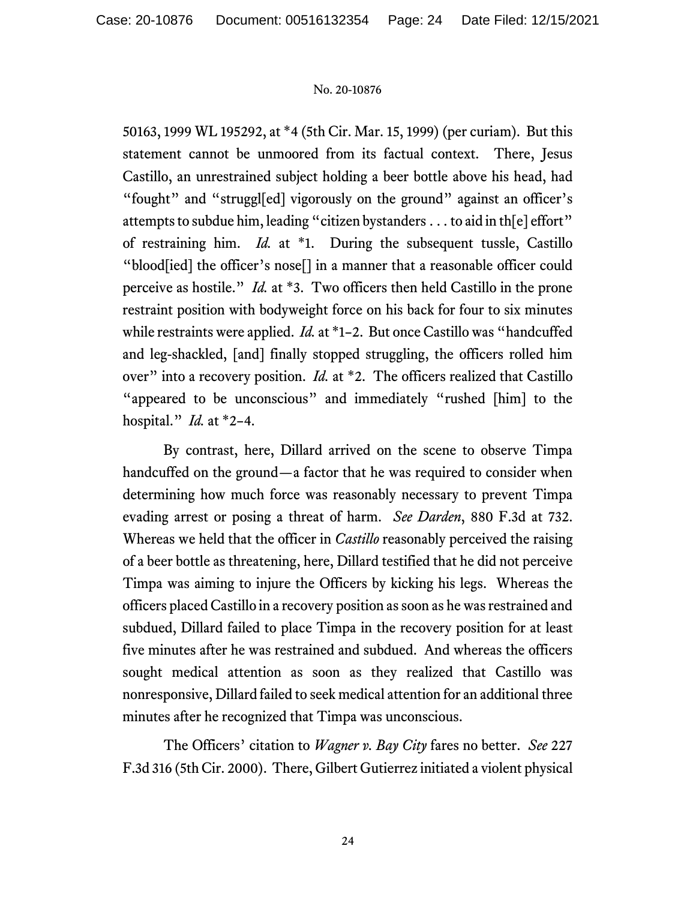50163, 1999 WL 195292, at *4 (5th Cir. Mar. 15, 1999) (per curiam). But this statement cannot be unmoored from its factual context. There, Jesus Castillo, an unrestrained subject holding a beer bottle above his head, had "fought" and "struggl[ed] vigorously on the ground" against an officer's attempts to subdue him, leading "citizen bystanders . . . to aid in th[e] effort" of restraining him. *Id.* at *1. During the subsequent tussle, Castillo "blood[ied] the officer's nose[] in a manner that a reasonable officer could perceive as hostile." *Id.* at *3. Two officers then held Castillo in the prone restraint position with bodyweight force on his back for four to six minutes while restraints were applied. *Id.* at *1–2. But once Castillo was "handcuffed and leg-shackled, [and] finally stopped struggling, the officers rolled him over" into a recovery position. *Id.* at *2. The officers realized that Castillo "appeared to be unconscious" and immediately "rushed [him] to the hospital." *Id.* at *2–4.

By contrast, here, Dillard arrived on the scene to observe Timpa handcuffed on the ground—a factor that he was required to consider when determining how much force was reasonably necessary to prevent Timpa evading arrest or posing a threat of harm. *See Darden*, 880 F.3d at 732. Whereas we held that the officer in *Castillo* reasonably perceived the raising of a beer bottle as threatening, here, Dillard testified that he did not perceive Timpa was aiming to injure the Officers by kicking his legs. Whereas the officers placed Castillo in a recovery position as soon as he was restrained and subdued, Dillard failed to place Timpa in the recovery position for at least five minutes after he was restrained and subdued. And whereas the officers sought medical attention as soon as they realized that Castillo was nonresponsive, Dillard failed to seek medical attention for an additional three minutes after he recognized that Timpa was unconscious.

The Officers' citation to *Wagner v. Bay City* fares no better. *See* 227 F.3d 316 (5th Cir. 2000). There, Gilbert Gutierrez initiated a violent physical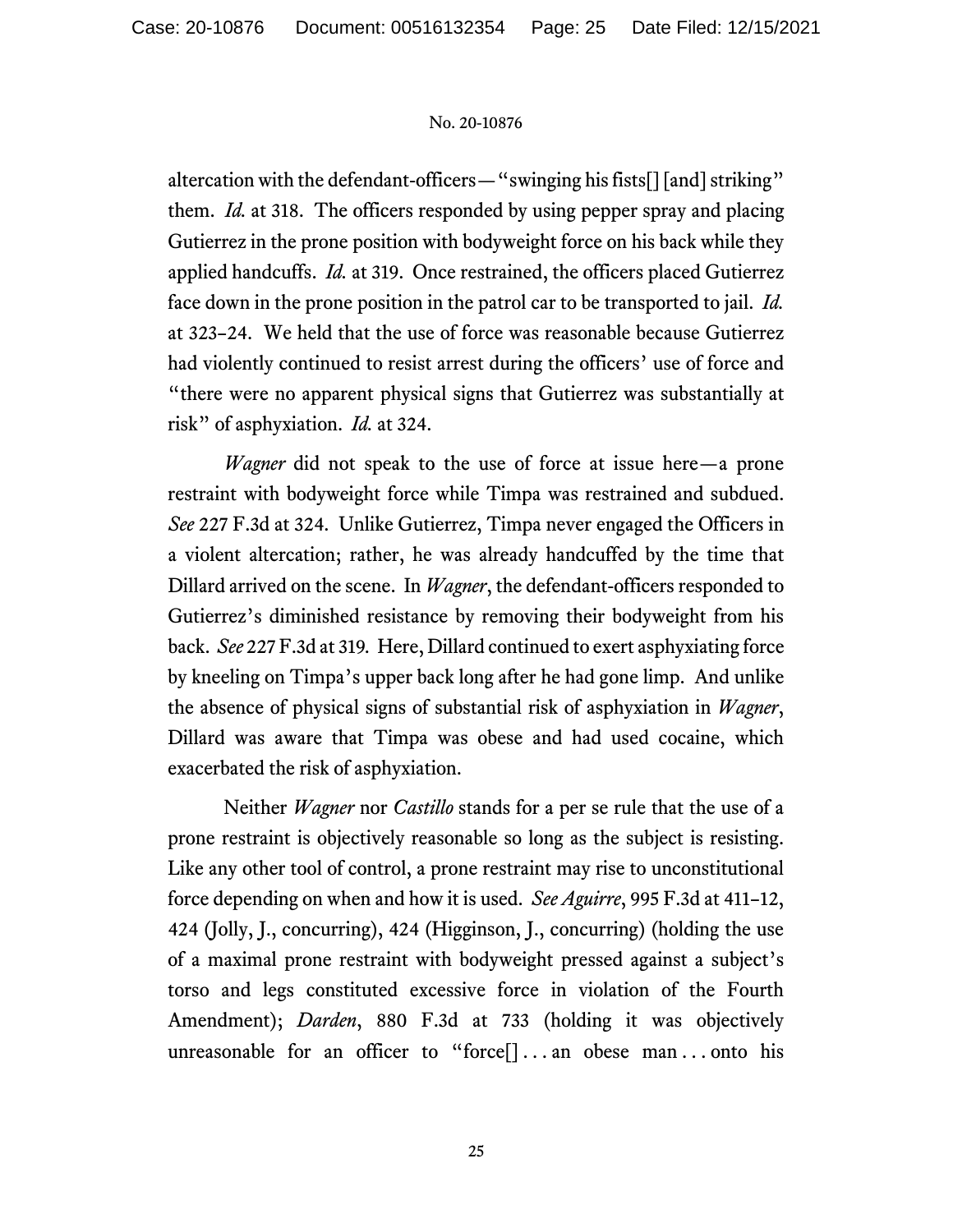altercation with the defendant-officers—"swinging his fists[] [and] striking" them. *Id.* at 318. The officers responded by using pepper spray and placing Gutierrez in the prone position with bodyweight force on his back while they applied handcuffs. *Id.* at 319. Once restrained, the officers placed Gutierrez face down in the prone position in the patrol car to be transported to jail. *Id.* at 323–24. We held that the use of force was reasonable because Gutierrez had violently continued to resist arrest during the officers' use of force and "there were no apparent physical signs that Gutierrez was substantially at risk" of asphyxiation. *Id.* at 324.

*Wagner* did not speak to the use of force at issue here—a prone restraint with bodyweight force while Timpa was restrained and subdued. *See* 227 F.3d at 324. Unlike Gutierrez, Timpa never engaged the Officers in a violent altercation; rather, he was already handcuffed by the time that Dillard arrived on the scene. In *Wagner*, the defendant-officers responded to Gutierrez's diminished resistance by removing their bodyweight from his back. *See* 227 F.3d at 319. Here, Dillard continued to exert asphyxiating force by kneeling on Timpa's upper back long after he had gone limp. And unlike the absence of physical signs of substantial risk of asphyxiation in *Wagner*, Dillard was aware that Timpa was obese and had used cocaine, which exacerbated the risk of asphyxiation.

Neither *Wagner* nor *Castillo* stands for a per se rule that the use of a prone restraint is objectively reasonable so long as the subject is resisting. Like any other tool of control, a prone restraint may rise to unconstitutional force depending on when and how it is used. *See Aguirre*, 995 F.3d at 411–12, 424 (Jolly, J., concurring), 424 (Higginson, J., concurring) (holding the use of a maximal prone restraint with bodyweight pressed against a subject's torso and legs constituted excessive force in violation of the Fourth Amendment); *Darden*, 880 F.3d at 733 (holding it was objectively unreasonable for an officer to "force[] . . . an obese man . . . onto his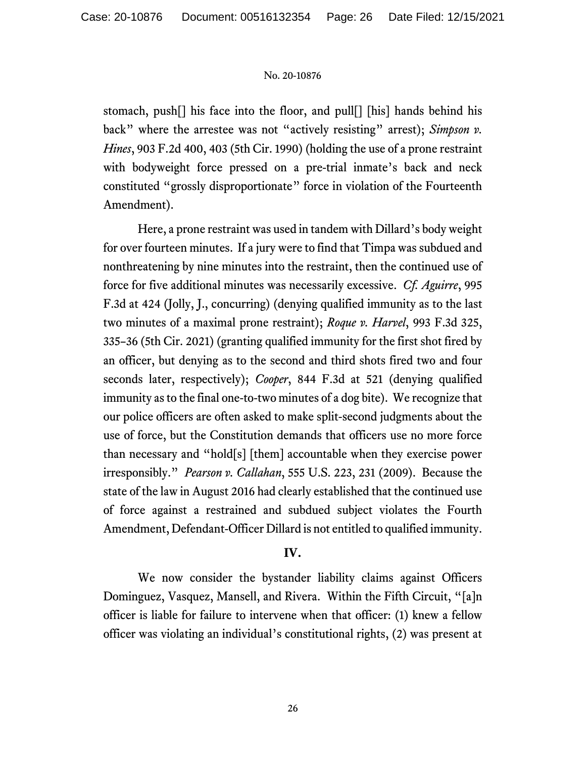stomach, push[] his face into the floor, and pull[] [his] hands behind his back" where the arrestee was not "actively resisting" arrest); *Simpson v. Hines*, 903 F.2d 400, 403 (5th Cir. 1990) (holding the use of a prone restraint with bodyweight force pressed on a pre-trial inmate's back and neck constituted "grossly disproportionate" force in violation of the Fourteenth Amendment).

Here, a prone restraint was used in tandem with Dillard's body weight for over fourteen minutes. If a jury were to find that Timpa was subdued and nonthreatening by nine minutes into the restraint, then the continued use of force for five additional minutes was necessarily excessive. *Cf. Aguirre*, 995 F.3d at 424 (Jolly, J., concurring) (denying qualified immunity as to the last two minutes of a maximal prone restraint); *Roque v. Harvel*, 993 F.3d 325, 335–36 (5th Cir. 2021) (granting qualified immunity for the first shot fired by an officer, but denying as to the second and third shots fired two and four seconds later, respectively); *Cooper*, 844 F.3d at 521 (denying qualified immunity as to the final one-to-two minutes of a dog bite). We recognize that our police officers are often asked to make split-second judgments about the use of force, but the Constitution demands that officers use no more force than necessary and "hold[s] [them] accountable when they exercise power irresponsibly." *Pearson v. Callahan*, 555 U.S. 223, 231 (2009). Because the state of the law in August 2016 had clearly established that the continued use of force against a restrained and subdued subject violates the Fourth Amendment, Defendant-Officer Dillard is not entitled to qualified immunity.

## IV.

We now consider the bystander liability claims against Officers Dominguez, Vasquez, Mansell, and Rivera. Within the Fifth Circuit, "[a]n officer is liable for failure to intervene when that officer: (1) knew a fellow officer was violating an individual's constitutional rights, (2) was present at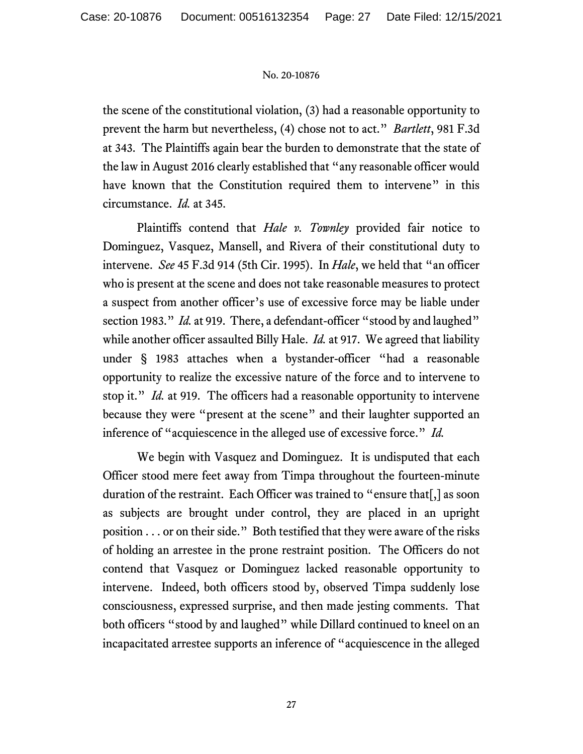the scene of the constitutional violation, (3) had a reasonable opportunity to prevent the harm but nevertheless, (4) chose not to act." *Bartlett*, 981 F.3d at 343. The Plaintiffs again bear the burden to demonstrate that the state of the law in August 2016 clearly established that "any reasonable officer would have known that the Constitution required them to intervene" in this circumstance. *Id.* at 345.

Plaintiffs contend that *Hale v. Townley* provided fair notice to Dominguez, Vasquez, Mansell, and Rivera of their constitutional duty to intervene. *See* 45 F.3d 914 (5th Cir. 1995). In *Hale*, we held that "an officer who is present at the scene and does not take reasonable measures to protect a suspect from another officer's use of excessive force may be liable under section 1983." *Id.* at 919. There, a defendant-officer "stood by and laughed" while another officer assaulted Billy Hale. *Id.* at 917. We agreed that liability under § 1983 attaches when a bystander-officer "had a reasonable opportunity to realize the excessive nature of the force and to intervene to stop it." *Id.* at 919. The officers had a reasonable opportunity to intervene because they were "present at the scene" and their laughter supported an inference of "acquiescence in the alleged use of excessive force." *Id.*

We begin with Vasquez and Dominguez. It is undisputed that each Officer stood mere feet away from Timpa throughout the fourteen-minute duration of the restraint. Each Officer was trained to "ensure that[,] as soon as subjects are brought under control, they are placed in an upright position . . . or on their side." Both testified that they were aware of the risks of holding an arrestee in the prone restraint position. The Officers do not contend that Vasquez or Dominguez lacked reasonable opportunity to intervene. Indeed, both officers stood by, observed Timpa suddenly lose consciousness, expressed surprise, and then made jesting comments. That both officers "stood by and laughed" while Dillard continued to kneel on an incapacitated arrestee supports an inference of "acquiescence in the alleged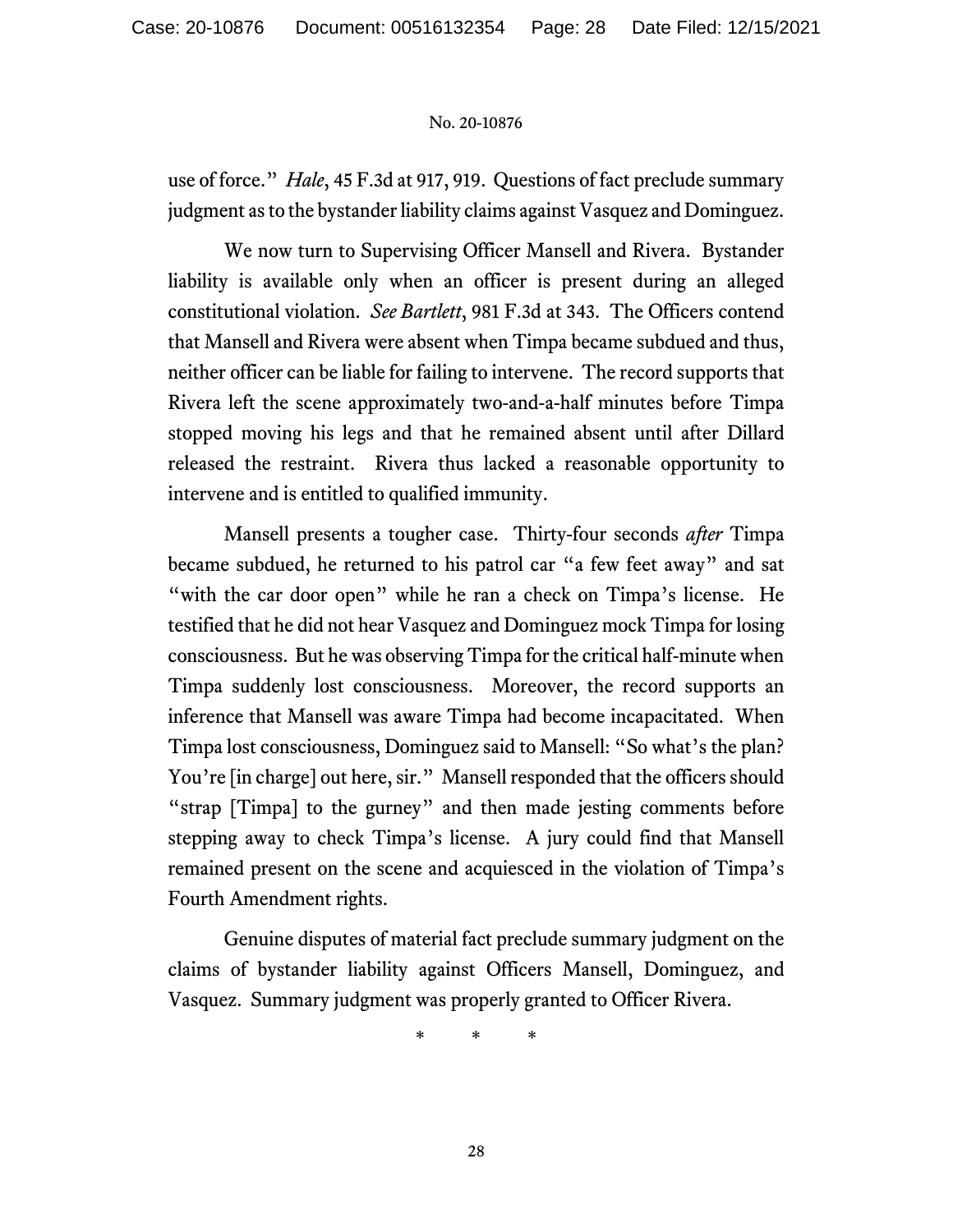use of force." *Hale*, 45 F.3d at 917, 919. Questions of fact preclude summary judgment as to the bystander liability claims against Vasquez and Dominguez.

We now turn to Supervising Officer Mansell and Rivera. Bystander liability is available only when an officer is present during an alleged constitutional violation. *See Bartlett*, 981 F.3d at 343. The Officers contend that Mansell and Rivera were absent when Timpa became subdued and thus, neither officer can be liable for failing to intervene. The record supports that Rivera left the scene approximately two-and-a-half minutes before Timpa stopped moving his legs and that he remained absent until after Dillard released the restraint. Rivera thus lacked a reasonable opportunity to intervene and is entitled to qualified immunity.

Mansell presents a tougher case. Thirty-four seconds *after* Timpa became subdued, he returned to his patrol car "a few feet away" and sat "with the car door open" while he ran a check on Timpa's license. He testified that he did not hear Vasquez and Dominguez mock Timpa for losing consciousness. But he was observing Timpa for the critical half-minute when Timpa suddenly lost consciousness. Moreover, the record supports an inference that Mansell was aware Timpa had become incapacitated. When Timpa lost consciousness, Dominguez said to Mansell: "So what's the plan? You're [in charge] out here, sir." Mansell responded that the officers should "strap [Timpa] to the gurney" and then made jesting comments before stepping away to check Timpa's license. A jury could find that Mansell remained present on the scene and acquiesced in the violation of Timpa's Fourth Amendment rights.

Genuine disputes of material fact preclude summary judgment on the claims of bystander liability against Officers Mansell, Dominguez, and Vasquez. Summary judgment was properly granted to Officer Rivera.

\* \* \*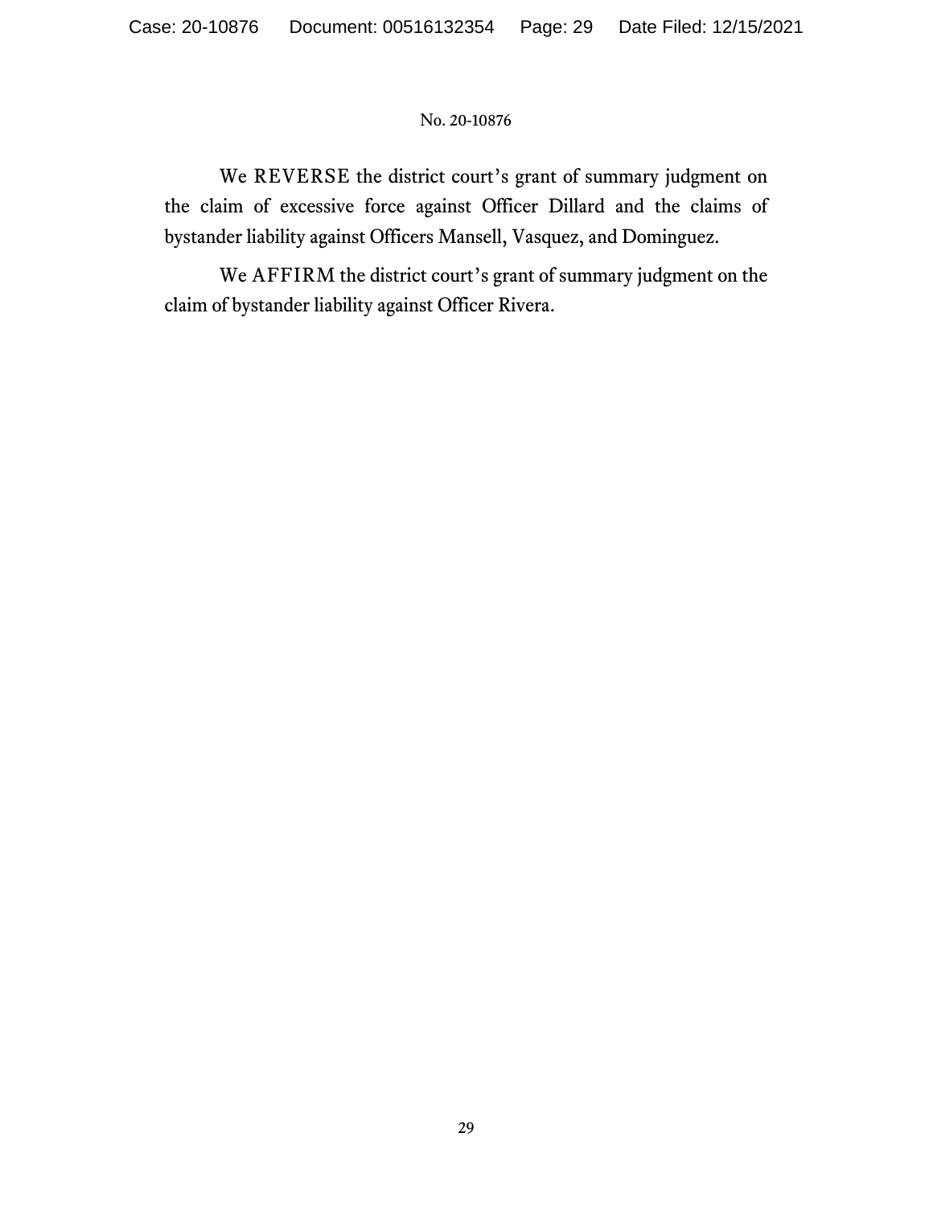We REVERSE the district court's grant of summary judgment on the claim of excessive force against Officer Dillard and the claims of bystander liability against Officers Mansell, Vasquez, and Dominguez.

We AFFIRM the district court's grant of summary judgment on the claim of bystander liability against Officer Rivera.